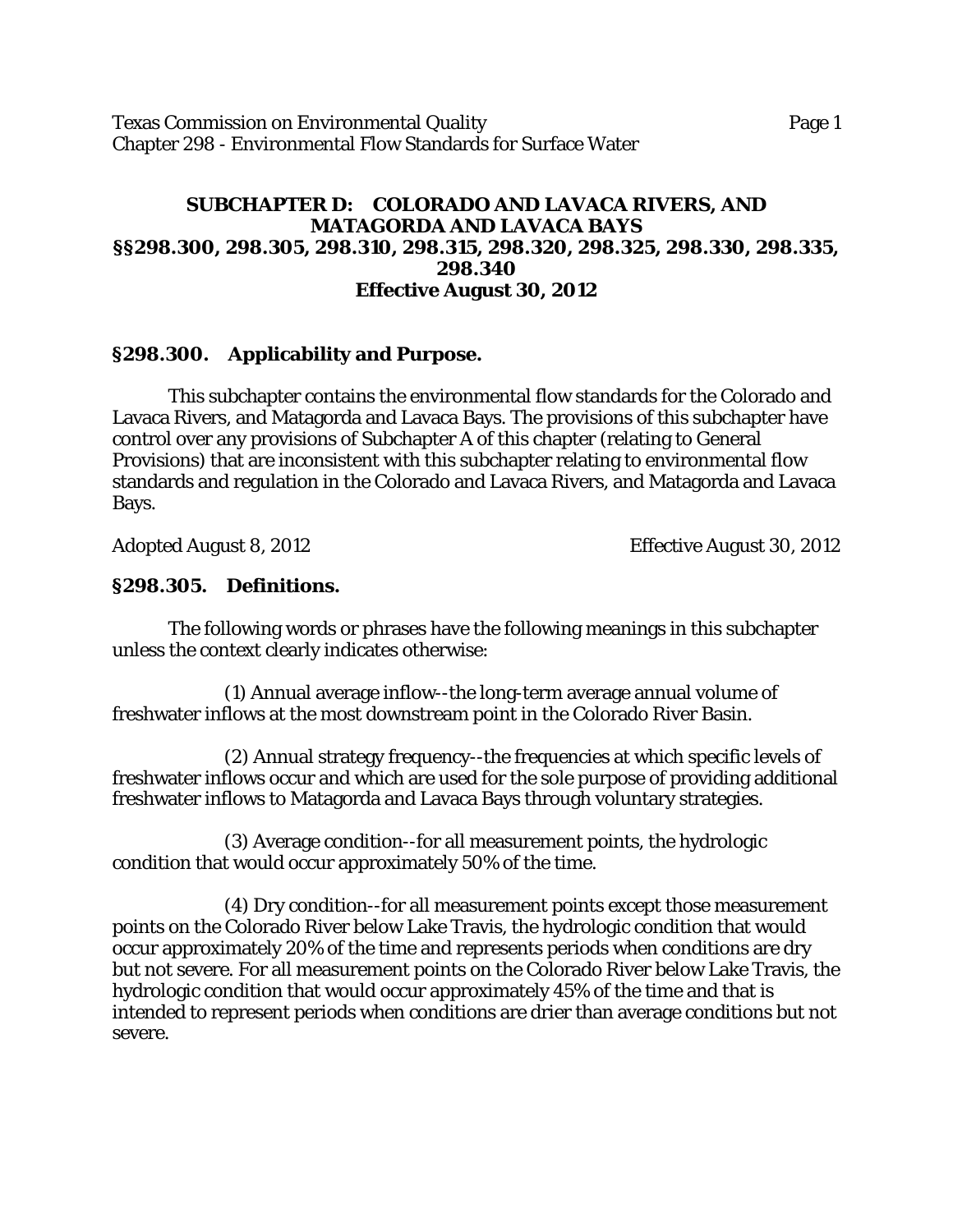## SUBCHAPTER D: COLORADO AND LAVACA RIVERS, AND MATAGORDA AND LAVACA BAYS
## §§298.300, 298.305, 298.310, 298.315, 298.320, 298.325, 298.330, 298.335, 298.340
## Effective August 30, 2012

### §298.300. Applicability and Purpose.

This subchapter contains the environmental flow standards for the Colorado and Lavaca Rivers, and Matagorda and Lavaca Bays. The provisions of this subchapter have control over any provisions of Subchapter A of this chapter (relating to General Provisions) that are inconsistent with this subchapter relating to environmental flow standards and regulation in the Colorado and Lavaca Rivers, and Matagorda and Lavaca Bays.

Adopted August 8, 2012 Effective August 30, 2012

### §298.305. Definitions.

The following words or phrases have the following meanings in this subchapter unless the context clearly indicates otherwise:

(1) Annual average inflow--the long-term average annual volume of freshwater inflows at the most downstream point in the Colorado River Basin.

(2) Annual strategy frequency--the frequencies at which specific levels of freshwater inflows occur and which are used for the sole purpose of providing additional freshwater inflows to Matagorda and Lavaca Bays through voluntary strategies.

(3) Average condition--for all measurement points, the hydrologic condition that would occur approximately 50% of the time.

(4) Dry condition--for all measurement points except those measurement points on the Colorado River below Lake Travis, the hydrologic condition that would occur approximately 20% of the time and represents periods when conditions are dry but not severe. For all measurement points on the Colorado River below Lake Travis, the hydrologic condition that would occur approximately 45% of the time and that is intended to represent periods when conditions are drier than average conditions but not severe.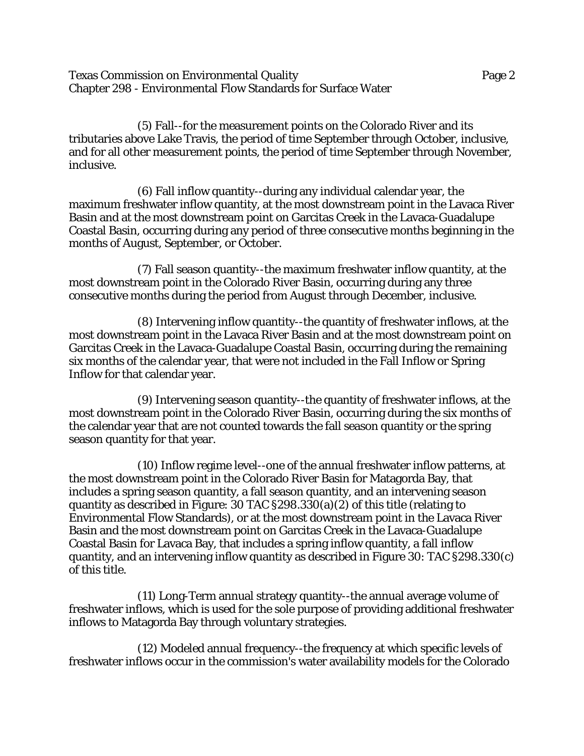(5) Fall--for the measurement points on the Colorado River and its tributaries above Lake Travis, the period of time September through October, inclusive, and for all other measurement points, the period of time September through November, inclusive.

(6) Fall inflow quantity--during any individual calendar year, the maximum freshwater inflow quantity, at the most downstream point in the Lavaca River Basin and at the most downstream point on Garcitas Creek in the Lavaca-Guadalupe Coastal Basin, occurring during any period of three consecutive months beginning in the months of August, September, or October.

(7) Fall season quantity--the maximum freshwater inflow quantity, at the most downstream point in the Colorado River Basin, occurring during any three consecutive months during the period from August through December, inclusive.

(8) Intervening inflow quantity--the quantity of freshwater inflows, at the most downstream point in the Lavaca River Basin and at the most downstream point on Garcitas Creek in the Lavaca-Guadalupe Coastal Basin, occurring during the remaining six months of the calendar year, that were not included in the Fall Inflow or Spring Inflow for that calendar year.

(9) Intervening season quantity--the quantity of freshwater inflows, at the most downstream point in the Colorado River Basin, occurring during the six months of the calendar year that are not counted towards the fall season quantity or the spring season quantity for that year.

(10) Inflow regime level--one of the annual freshwater inflow patterns, at the most downstream point in the Colorado River Basin for Matagorda Bay, that includes a spring season quantity, a fall season quantity, and an intervening season quantity as described in Figure: 30 TAC §298.330(a)(2) of this title (relating to Environmental Flow Standards), or at the most downstream point in the Lavaca River Basin and the most downstream point on Garcitas Creek in the Lavaca-Guadalupe Coastal Basin for Lavaca Bay, that includes a spring inflow quantity, a fall inflow quantity, and an intervening inflow quantity as described in Figure 30: TAC §298.330(c) of this title.

(11) Long-Term annual strategy quantity--the annual average volume of freshwater inflows, which is used for the sole purpose of providing additional freshwater inflows to Matagorda Bay through voluntary strategies.

(12) Modeled annual frequency--the frequency at which specific levels of freshwater inflows occur in the commission's water availability models for the Colorado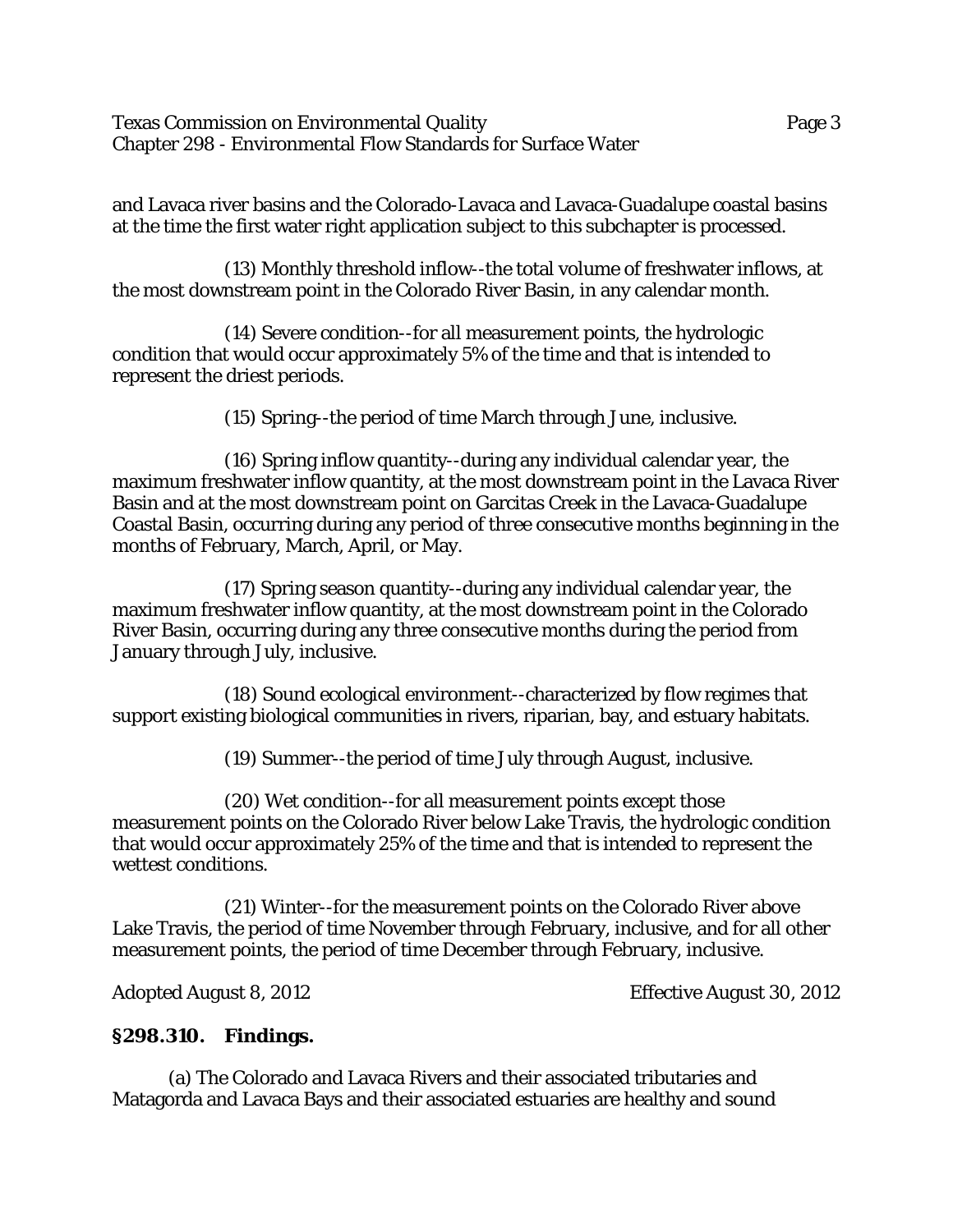and Lavaca river basins and the Colorado-Lavaca and Lavaca-Guadalupe coastal basins at the time the first water right application subject to this subchapter is processed.

(13) Monthly threshold inflow--the total volume of freshwater inflows, at the most downstream point in the Colorado River Basin, in any calendar month.

(14) Severe condition--for all measurement points, the hydrologic condition that would occur approximately 5% of the time and that is intended to represent the driest periods.

(15) Spring--the period of time March through June, inclusive.

(16) Spring inflow quantity--during any individual calendar year, the maximum freshwater inflow quantity, at the most downstream point in the Lavaca River Basin and at the most downstream point on Garcitas Creek in the Lavaca-Guadalupe Coastal Basin, occurring during any period of three consecutive months beginning in the months of February, March, April, or May.

(17) Spring season quantity--during any individual calendar year, the maximum freshwater inflow quantity, at the most downstream point in the Colorado River Basin, occurring during any three consecutive months during the period from January through July, inclusive.

(18) Sound ecological environment--characterized by flow regimes that support existing biological communities in rivers, riparian, bay, and estuary habitats.

(19) Summer--the period of time July through August, inclusive.

(20) Wet condition--for all measurement points except those measurement points on the Colorado River below Lake Travis, the hydrologic condition that would occur approximately 25% of the time and that is intended to represent the wettest conditions.

(21) Winter--for the measurement points on the Colorado River above Lake Travis, the period of time November through February, inclusive, and for all other measurement points, the period of time December through February, inclusive.

Adopted August 8, 2012 Effective August 30, 2012

## §298.310. Findings.

(a) The Colorado and Lavaca Rivers and their associated tributaries and Matagorda and Lavaca Bays and their associated estuaries are healthy and sound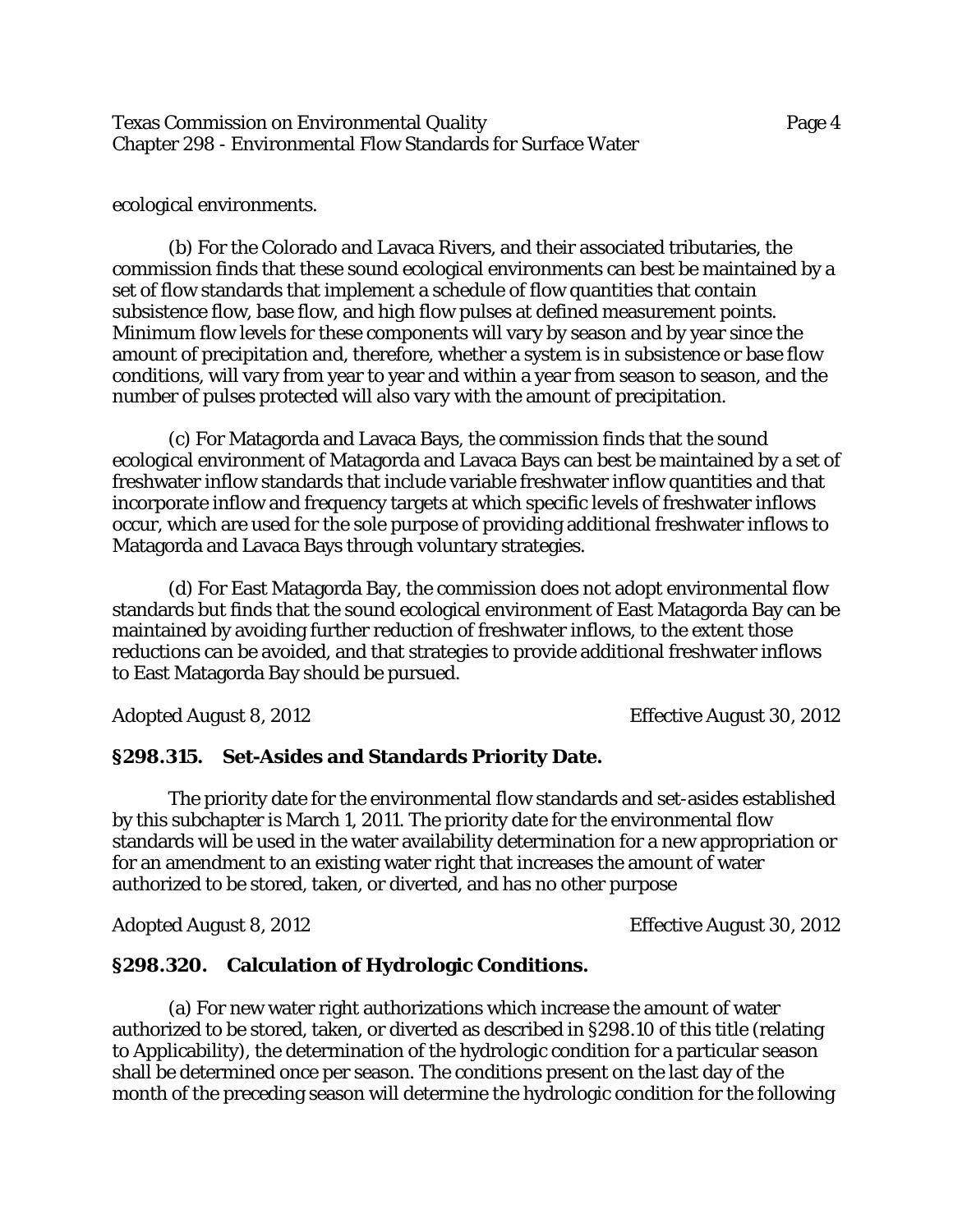ecological environments.

(b) For the Colorado and Lavaca Rivers, and their associated tributaries, the commission finds that these sound ecological environments can best be maintained by a set of flow standards that implement a schedule of flow quantities that contain subsistence flow, base flow, and high flow pulses at defined measurement points. Minimum flow levels for these components will vary by season and by year since the amount of precipitation and, therefore, whether a system is in subsistence or base flow conditions, will vary from year to year and within a year from season to season, and the number of pulses protected will also vary with the amount of precipitation.

(c) For Matagorda and Lavaca Bays, the commission finds that the sound ecological environment of Matagorda and Lavaca Bays can best be maintained by a set of freshwater inflow standards that include variable freshwater inflow quantities and that incorporate inflow and frequency targets at which specific levels of freshwater inflows occur, which are used for the sole purpose of providing additional freshwater inflows to Matagorda and Lavaca Bays through voluntary strategies.

(d) For East Matagorda Bay, the commission does not adopt environmental flow standards but finds that the sound ecological environment of East Matagorda Bay can be maintained by avoiding further reduction of freshwater inflows, to the extent those reductions can be avoided, and that strategies to provide additional freshwater inflows to East Matagorda Bay should be pursued.

Adopted August 8, 2012 Effective August 30, 2012

## §298.315. Set-Asides and Standards Priority Date.

The priority date for the environmental flow standards and set-asides established by this subchapter is March 1, 2011. The priority date for the environmental flow standards will be used in the water availability determination for a new appropriation or for an amendment to an existing water right that increases the amount of water authorized to be stored, taken, or diverted, and has no other purpose

Adopted August 8, 2012 Effective August 30, 2012

## §298.320. Calculation of Hydrologic Conditions.

(a) For new water right authorizations which increase the amount of water authorized to be stored, taken, or diverted as described in §298.10 of this title (relating to Applicability), the determination of the hydrologic condition for a particular season shall be determined once per season. The conditions present on the last day of the month of the preceding season will determine the hydrologic condition for the following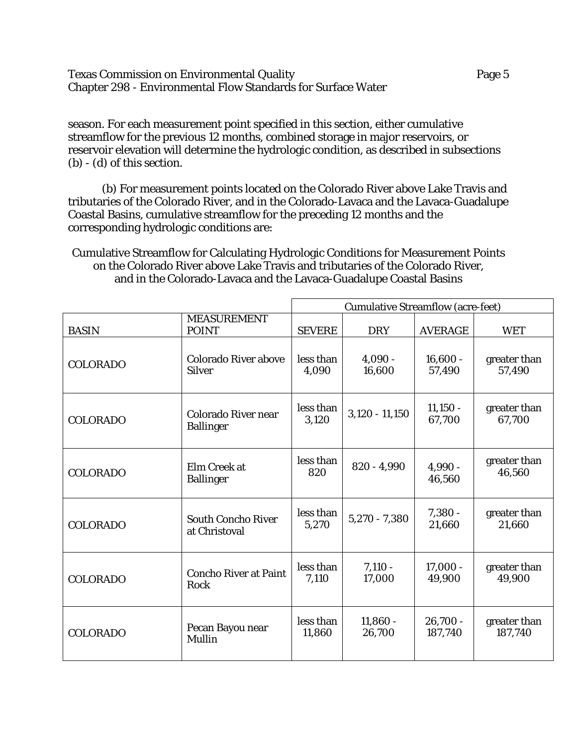season. For each measurement point specified in this section, either cumulative streamflow for the previous 12 months, combined storage in major reservoirs, or reservoir elevation will determine the hydrologic condition, as described in subsections (b) - (d) of this section.

(b) For measurement points located on the Colorado River above Lake Travis and tributaries of the Colorado River, and in the Colorado-Lavaca and the Lavaca-Guadalupe Coastal Basins, cumulative streamflow for the preceding 12 months and the corresponding hydrologic conditions are:

Cumulative Streamflow for Calculating Hydrologic Conditions for Measurement Points on the Colorado River above Lake Travis and tributaries of the Colorado River, and in the Colorado-Lavaca and the Lavaca-Guadalupe Coastal Basins

| | | Cumulative Streamflow (acre-feet) | | | |
|---|---|---|---|---|---|
| BASIN | MEASUREMENT POINT | SEVERE | DRY | AVERAGE | WET |
| COLORADO | Colorado River above Silver | less than 4,090 | 4,090 - 16,600 | 16,600 - 57,490 | greater than 57,490 |
| COLORADO | Colorado River near Ballinger | less than 3,120 | 3,120 - 11,150 | 11,150 - 67,700 | greater than 67,700 |
| COLORADO | Elm Creek at Ballinger | less than 820 | 820 - 4,990 | 4,990 - 46,560 | greater than 46,560 |
| COLORADO | South Concho River at Christoval | less than 5,270 | 5,270 - 7,380 | 7,380 - 21,660 | greater than 21,660 |
| COLORADO | Concho River at Paint Rock | less than 7,110 | 7,110 - 17,000 | 17,000 - 49,900 | greater than 49,900 |
| COLORADO | Pecan Bayou near Mullin | less than 11,860 | 11,860 - 26,700 | 26,700 - 187,740 | greater than 187,740 |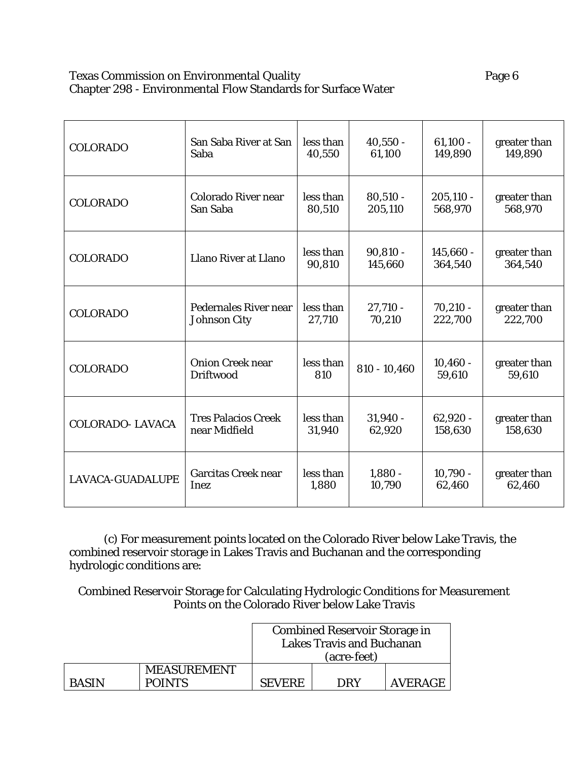| | | | | | |
|---|---|---|---|---|---|
| COLORADO | San Saba River at San Saba | less than 40,550 | 40,550 - 61,100 | 61,100 - 149,890 | greater than 149,890 |
| COLORADO | Colorado River near San Saba | less than 80,510 | 80,510 - 205,110 | 205,110 - 568,970 | greater than 568,970 |
| COLORADO | Llano River at Llano | less than 90,810 | 90,810 - 145,660 | 145,660 - 364,540 | greater than 364,540 |
| COLORADO | Pedernales River near Johnson City | less than 27,710 | 27,710 - 70,210 | 70,210 - 222,700 | greater than 222,700 |
| COLORADO | Onion Creek near Driftwood | less than 810 | 810 - 10,460 | 10,460 - 59,610 | greater than 59,610 |
| COLORADO- LAVACA | Tres Palacios Creek near Midfield | less than 31,940 | 31,940 - 62,920 | 62,920 - 158,630 | greater than 158,630 |
| LAVACA-GUADALUPE | Garcitas Creek near Inez | less than 1,880 | 1,880 - 10,790 | 10,790 - 62,460 | greater than 62,460 |

(c) For measurement points located on the Colorado River below Lake Travis, the combined reservoir storage in Lakes Travis and Buchanan and the corresponding hydrologic conditions are:

Combined Reservoir Storage for Calculating Hydrologic Conditions for Measurement Points on the Colorado River below Lake Travis

| | | Combined Reservoir Storage in Lakes Travis and Buchanan (acre-feet) | | |
|---|---|---|---|---|
| BASIN | MEASUREMENT POINTS | SEVERE | DRY | AVERAGE |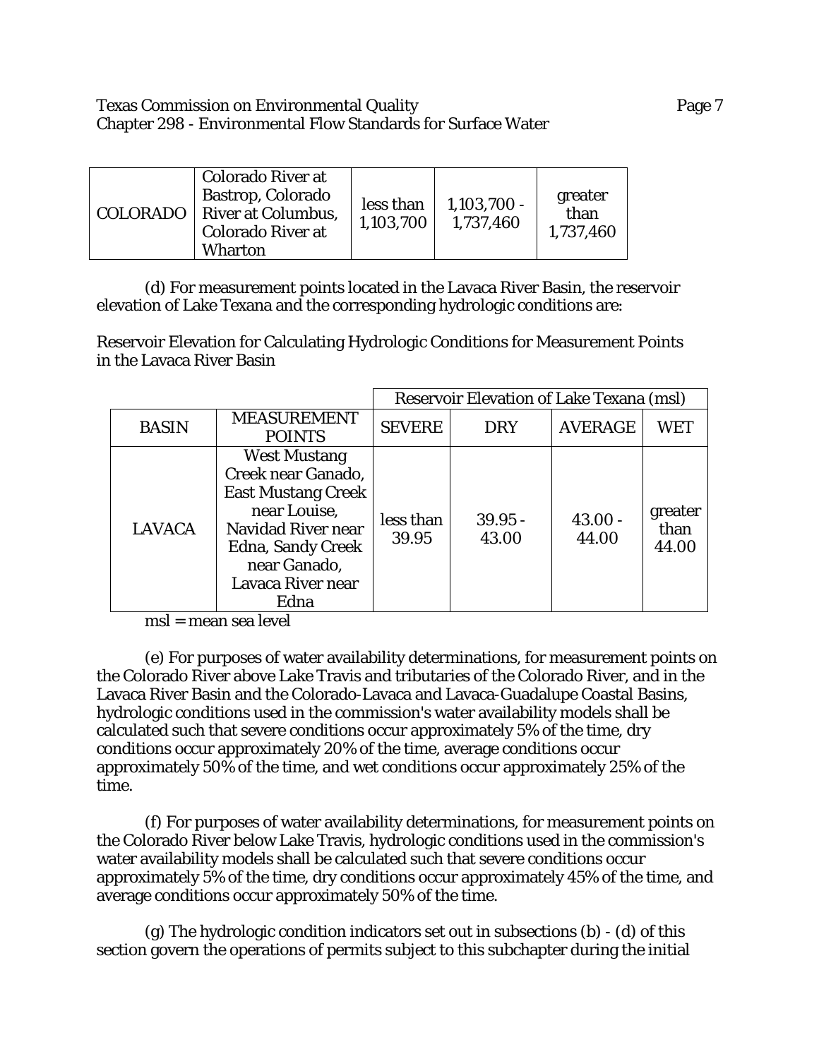| COLORADO | Colorado River at Bastrop, Colorado River at Columbus, Colorado River at Wharton | less than 1,103,700 | 1,103,700 - 1,737,460 | greater than 1,737,460 |
|---|---|---|---|---|

(d) For measurement points located in the Lavaca River Basin, the reservoir elevation of Lake Texana and the corresponding hydrologic conditions are:

Reservoir Elevation for Calculating Hydrologic Conditions for Measurement Points in the Lavaca River Basin

| | | Reservoir Elevation of Lake Texana (msl) | | | |
|---|---|---|---|---|---|
| BASIN | MEASUREMENT POINTS | SEVERE | DRY | AVERAGE | WET |
| LAVACA | West Mustang Creek near Ganado, East Mustang Creek near Louise, Navidad River near Edna, Sandy Creek near Ganado, Lavaca River near Edna | less than 39.95 | 39.95 - 43.00 | 43.00 - 44.00 | greater than 44.00 |

msl = mean sea level

(e) For purposes of water availability determinations, for measurement points on the Colorado River above Lake Travis and tributaries of the Colorado River, and in the Lavaca River Basin and the Colorado-Lavaca and Lavaca-Guadalupe Coastal Basins, hydrologic conditions used in the commission's water availability models shall be calculated such that severe conditions occur approximately 5% of the time, dry conditions occur approximately 20% of the time, average conditions occur approximately 50% of the time, and wet conditions occur approximately 25% of the time.

(f) For purposes of water availability determinations, for measurement points on the Colorado River below Lake Travis, hydrologic conditions used in the commission's water availability models shall be calculated such that severe conditions occur approximately 5% of the time, dry conditions occur approximately 45% of the time, and average conditions occur approximately 50% of the time.

(g) The hydrologic condition indicators set out in subsections (b) - (d) of this section govern the operations of permits subject to this subchapter during the initial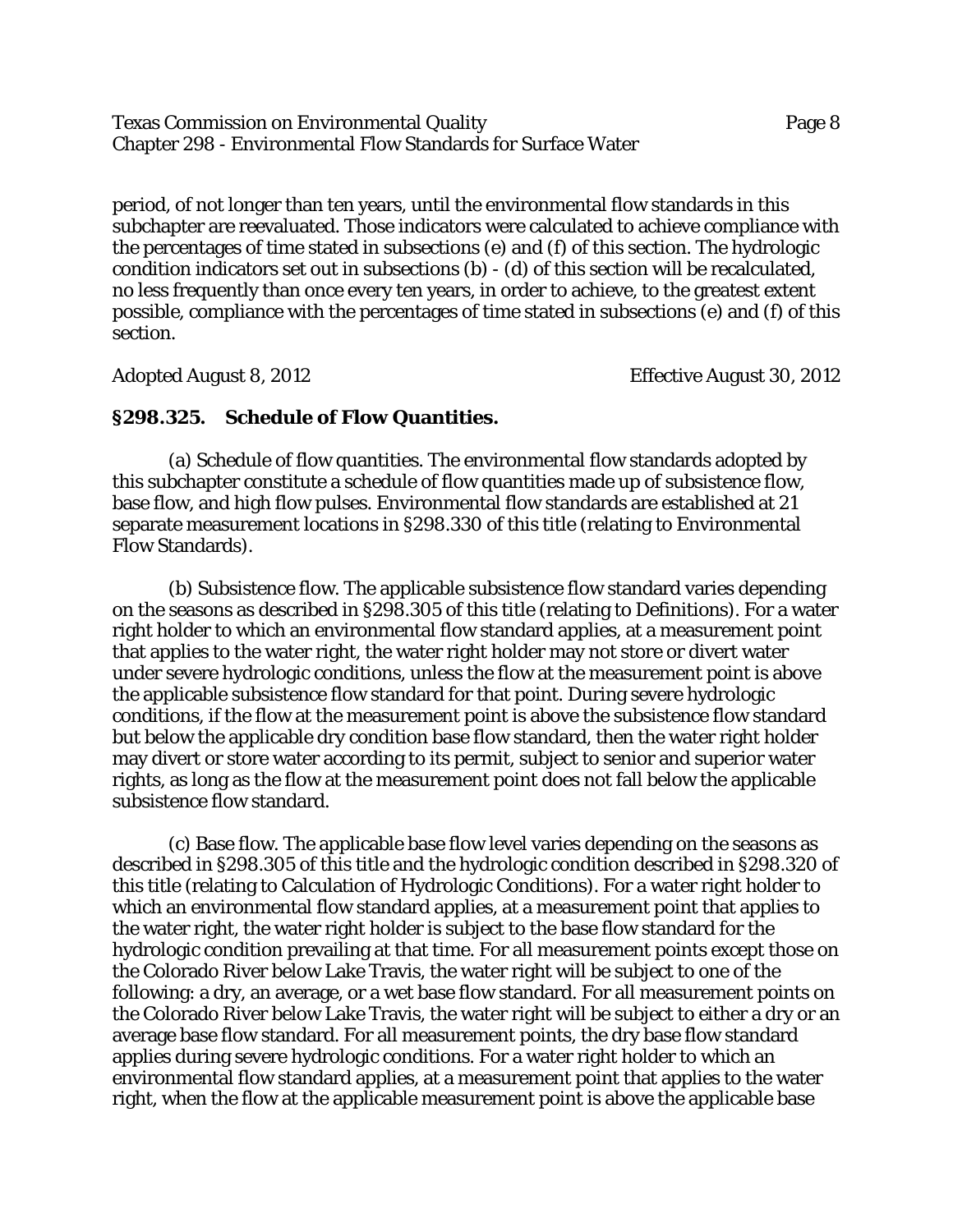period, of not longer than ten years, until the environmental flow standards in this subchapter are reevaluated. Those indicators were calculated to achieve compliance with the percentages of time stated in subsections (e) and (f) of this section. The hydrologic condition indicators set out in subsections (b) - (d) of this section will be recalculated, no less frequently than once every ten years, in order to achieve, to the greatest extent possible, compliance with the percentages of time stated in subsections (e) and (f) of this section.

Adopted August 8, 2012 Effective August 30, 2012

## §298.325. Schedule of Flow Quantities.

(a) Schedule of flow quantities. The environmental flow standards adopted by this subchapter constitute a schedule of flow quantities made up of subsistence flow, base flow, and high flow pulses. Environmental flow standards are established at 21 separate measurement locations in §298.330 of this title (relating to Environmental Flow Standards).

(b) Subsistence flow. The applicable subsistence flow standard varies depending on the seasons as described in §298.305 of this title (relating to Definitions). For a water right holder to which an environmental flow standard applies, at a measurement point that applies to the water right, the water right holder may not store or divert water under severe hydrologic conditions, unless the flow at the measurement point is above the applicable subsistence flow standard for that point. During severe hydrologic conditions, if the flow at the measurement point is above the subsistence flow standard but below the applicable dry condition base flow standard, then the water right holder may divert or store water according to its permit, subject to senior and superior water rights, as long as the flow at the measurement point does not fall below the applicable subsistence flow standard.

(c) Base flow. The applicable base flow level varies depending on the seasons as described in §298.305 of this title and the hydrologic condition described in §298.320 of this title (relating to Calculation of Hydrologic Conditions). For a water right holder to which an environmental flow standard applies, at a measurement point that applies to the water right, the water right holder is subject to the base flow standard for the hydrologic condition prevailing at that time. For all measurement points except those on the Colorado River below Lake Travis, the water right will be subject to one of the following: a dry, an average, or a wet base flow standard. For all measurement points on the Colorado River below Lake Travis, the water right will be subject to either a dry or an average base flow standard. For all measurement points, the dry base flow standard applies during severe hydrologic conditions. For a water right holder to which an environmental flow standard applies, at a measurement point that applies to the water right, when the flow at the applicable measurement point is above the applicable base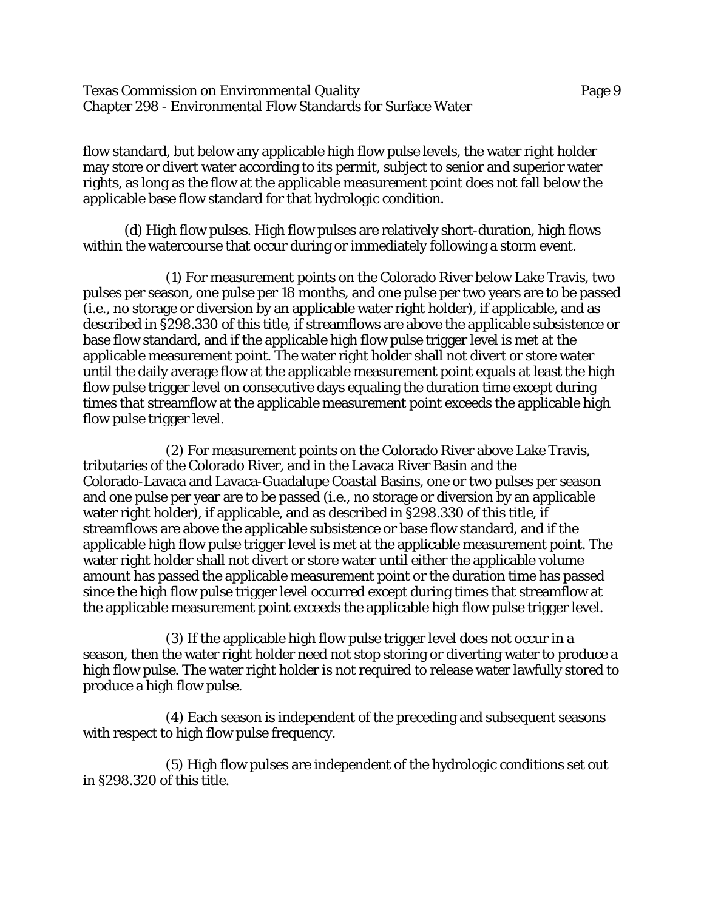flow standard, but below any applicable high flow pulse levels, the water right holder may store or divert water according to its permit, subject to senior and superior water rights, as long as the flow at the applicable measurement point does not fall below the applicable base flow standard for that hydrologic condition.

(d) High flow pulses. High flow pulses are relatively short-duration, high flows within the watercourse that occur during or immediately following a storm event.

(1) For measurement points on the Colorado River below Lake Travis, two pulses per season, one pulse per 18 months, and one pulse per two years are to be passed (i.e., no storage or diversion by an applicable water right holder), if applicable, and as described in §298.330 of this title, if streamflows are above the applicable subsistence or base flow standard, and if the applicable high flow pulse trigger level is met at the applicable measurement point. The water right holder shall not divert or store water until the daily average flow at the applicable measurement point equals at least the high flow pulse trigger level on consecutive days equaling the duration time except during times that streamflow at the applicable measurement point exceeds the applicable high flow pulse trigger level.

(2) For measurement points on the Colorado River above Lake Travis, tributaries of the Colorado River, and in the Lavaca River Basin and the Colorado-Lavaca and Lavaca-Guadalupe Coastal Basins, one or two pulses per season and one pulse per year are to be passed (i.e., no storage or diversion by an applicable water right holder), if applicable, and as described in §298.330 of this title, if streamflows are above the applicable subsistence or base flow standard, and if the applicable high flow pulse trigger level is met at the applicable measurement point. The water right holder shall not divert or store water until either the applicable volume amount has passed the applicable measurement point or the duration time has passed since the high flow pulse trigger level occurred except during times that streamflow at the applicable measurement point exceeds the applicable high flow pulse trigger level.

(3) If the applicable high flow pulse trigger level does not occur in a season, then the water right holder need not stop storing or diverting water to produce a high flow pulse. The water right holder is not required to release water lawfully stored to produce a high flow pulse.

(4) Each season is independent of the preceding and subsequent seasons with respect to high flow pulse frequency.

(5) High flow pulses are independent of the hydrologic conditions set out in §298.320 of this title.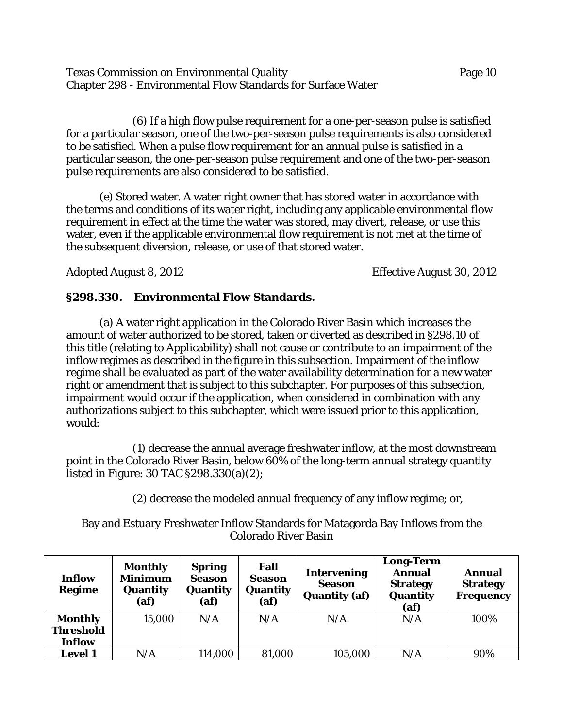(6) If a high flow pulse requirement for a one-per-season pulse is satisfied for a particular season, one of the two-per-season pulse requirements is also considered to be satisfied. When a pulse flow requirement for an annual pulse is satisfied in a particular season, the one-per-season pulse requirement and one of the two-per-season pulse requirements are also considered to be satisfied.

(e) Stored water. A water right owner that has stored water in accordance with the terms and conditions of its water right, including any applicable environmental flow requirement in effect at the time the water was stored, may divert, release, or use this water, even if the applicable environmental flow requirement is not met at the time of the subsequent diversion, release, or use of that stored water.

Adopted August 8, 2012 Effective August 30, 2012

## §298.330. Environmental Flow Standards.

(a) A water right application in the Colorado River Basin which increases the amount of water authorized to be stored, taken or diverted as described in §298.10 of this title (relating to Applicability) shall not cause or contribute to an impairment of the inflow regimes as described in the figure in this subsection. Impairment of the inflow regime shall be evaluated as part of the water availability determination for a new water right or amendment that is subject to this subchapter. For purposes of this subsection, impairment would occur if the application, when considered in combination with any authorizations subject to this subchapter, which were issued prior to this application, would:

(1) decrease the annual average freshwater inflow, at the most downstream point in the Colorado River Basin, below 60% of the long-term annual strategy quantity listed in Figure: 30 TAC §298.330(a)(2);

(2) decrease the modeled annual frequency of any inflow regime; or,

Bay and Estuary Freshwater Inflow Standards for Matagorda Bay Inflows from the Colorado River Basin

| Inflow Regime | Monthly Minimum Quantity (af) | Spring Season Quantity (af) | Fall Season Quantity (af) | Intervening Season Quantity (af) | Long-Term Annual Strategy Quantity (af) | Annual Strategy Frequency |
|---|---|---|---|---|---|---|
| **Monthly Threshold Inflow** | 15,000 | N/A | N/A | N/A | N/A | 100% |
| **Level 1** | N/A | 114,000 | 81,000 | 105,000 | N/A | 90% |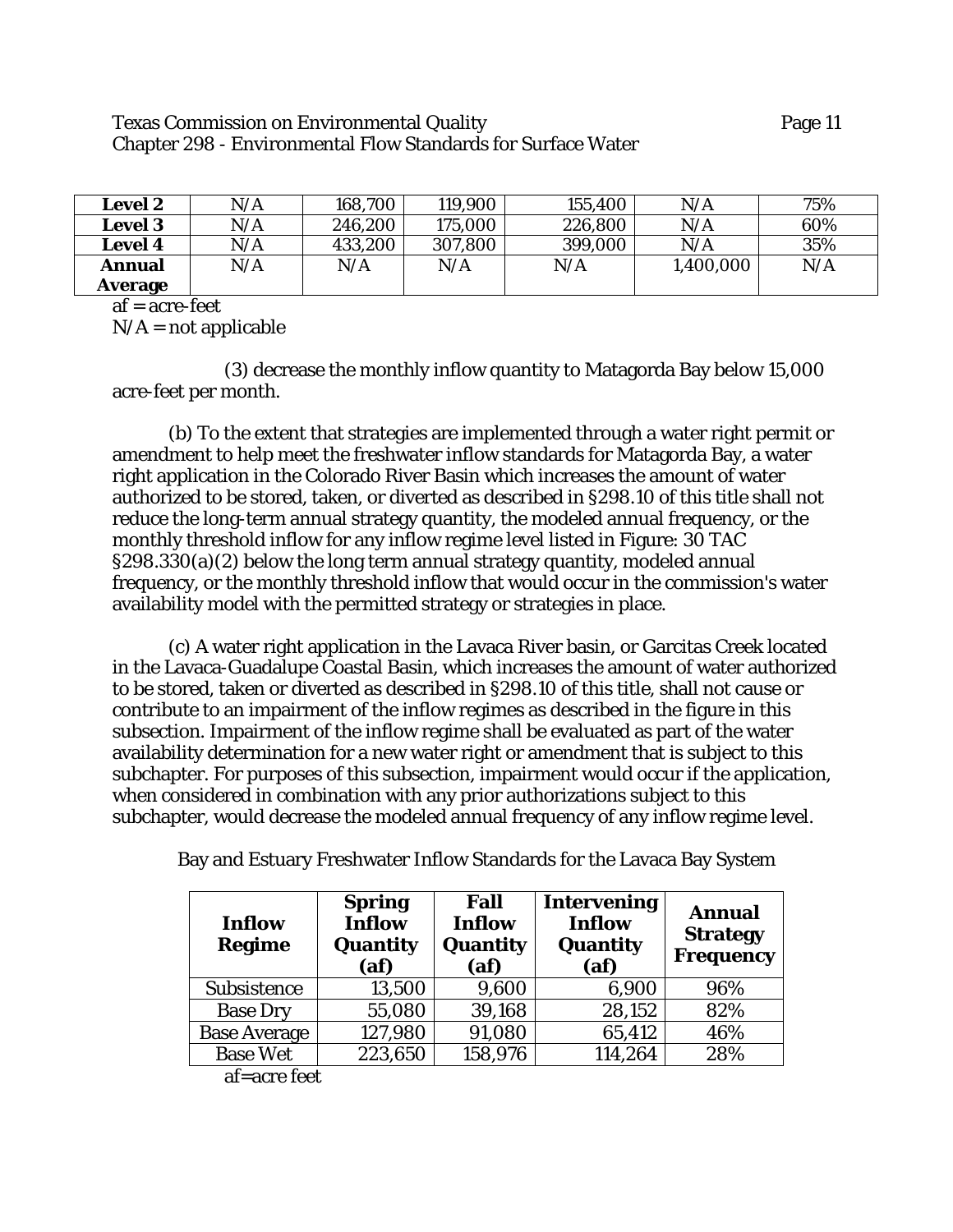| **Level 2** | N/A | 168,700 | 119,900 | 155,400 | N/A | 75% |
|---|---|---|---|---|---|---|
| **Level 3** | N/A | 246,200 | 175,000 | 226,800 | N/A | 60% |
| **Level 4** | N/A | 433,200 | 307,800 | 399,000 | N/A | 35% |
| **Annual Average** | N/A | N/A | N/A | N/A | 1,400,000 | N/A |

af = acre-feet
N/A = not applicable

(3) decrease the monthly inflow quantity to Matagorda Bay below 15,000 acre-feet per month.

(b) To the extent that strategies are implemented through a water right permit or amendment to help meet the freshwater inflow standards for Matagorda Bay, a water right application in the Colorado River Basin which increases the amount of water authorized to be stored, taken, or diverted as described in §298.10 of this title shall not reduce the long-term annual strategy quantity, the modeled annual frequency, or the monthly threshold inflow for any inflow regime level listed in Figure: 30 TAC §298.330(a)(2) below the long term annual strategy quantity, modeled annual frequency, or the monthly threshold inflow that would occur in the commission's water availability model with the permitted strategy or strategies in place.

(c) A water right application in the Lavaca River basin, or Garcitas Creek located in the Lavaca-Guadalupe Coastal Basin, which increases the amount of water authorized to be stored, taken or diverted as described in §298.10 of this title, shall not cause or contribute to an impairment of the inflow regimes as described in the figure in this subsection. Impairment of the inflow regime shall be evaluated as part of the water availability determination for a new water right or amendment that is subject to this subchapter. For purposes of this subsection, impairment would occur if the application, when considered in combination with any prior authorizations subject to this subchapter, would decrease the modeled annual frequency of any inflow regime level.

Bay and Estuary Freshwater Inflow Standards for the Lavaca Bay System

| **Inflow Regime** | **Spring Inflow Quantity (af)** | **Fall Inflow Quantity (af)** | **Intervening Inflow Quantity (af)** | **Annual Strategy Frequency** |
|---|---|---|---|---|
| Subsistence | 13,500 | 9,600 | 6,900 | 96% |
| Base Dry | 55,080 | 39,168 | 28,152 | 82% |
| Base Average | 127,980 | 91,080 | 65,412 | 46% |
| Base Wet | 223,650 | 158,976 | 114,264 | 28% |

af=acre feet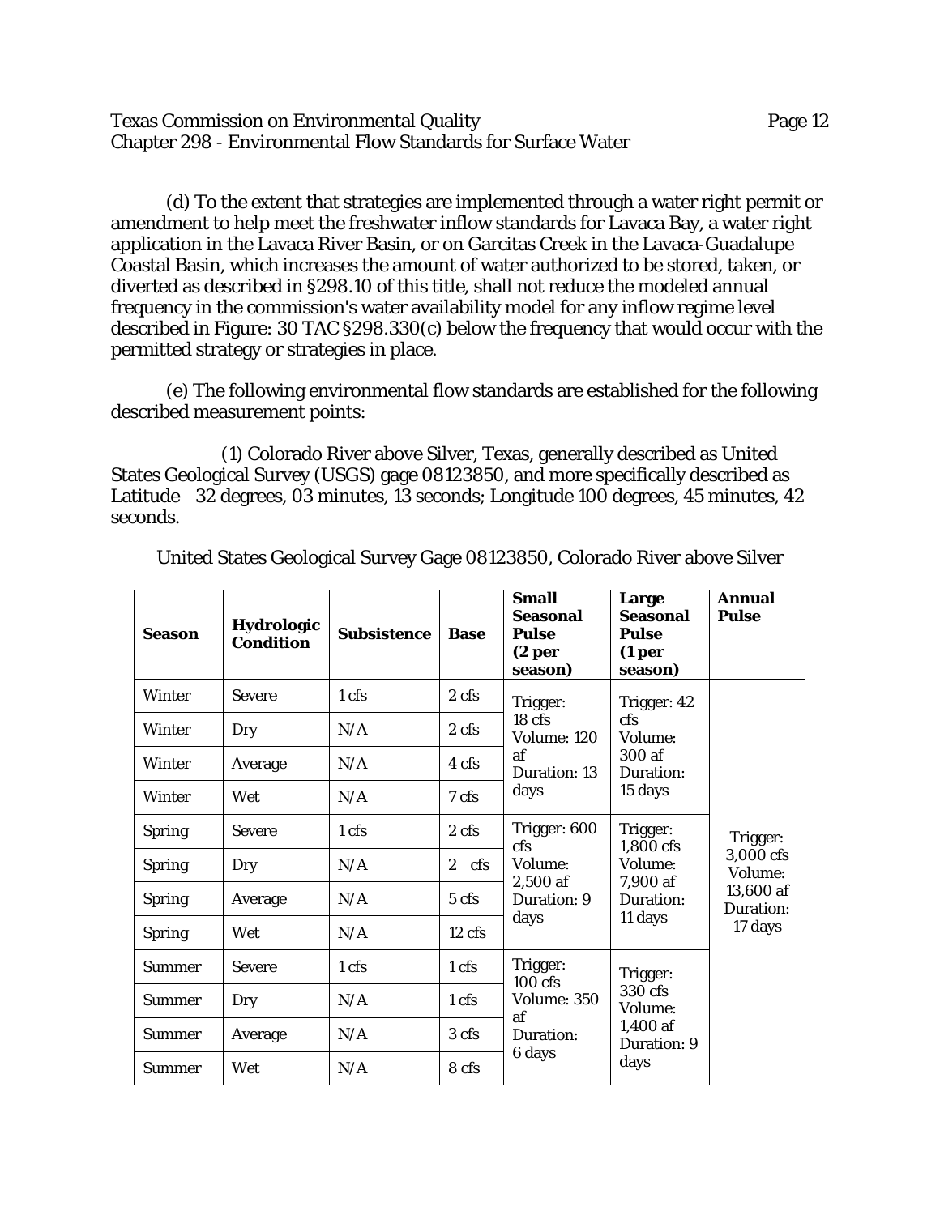(d) To the extent that strategies are implemented through a water right permit or amendment to help meet the freshwater inflow standards for Lavaca Bay, a water right application in the Lavaca River Basin, or on Garcitas Creek in the Lavaca-Guadalupe Coastal Basin, which increases the amount of water authorized to be stored, taken, or diverted as described in §298.10 of this title, shall not reduce the modeled annual frequency in the commission's water availability model for any inflow regime level described in Figure: 30 TAC §298.330(c) below the frequency that would occur with the permitted strategy or strategies in place.

(e) The following environmental flow standards are established for the following described measurement points:

(1) Colorado River above Silver, Texas, generally described as United States Geological Survey (USGS) gage 08123850, and more specifically described as Latitude 32 degrees, 03 minutes, 13 seconds; Longitude 100 degrees, 45 minutes, 42 seconds.

United States Geological Survey Gage 08123850, Colorado River above Silver

| **Season** | **Hydrologic Condition** | **Subsistence** | **Base** | **Small Seasonal Pulse (2 per season)** | **Large Seasonal Pulse (1 per season)** | **Annual Pulse** |
|---|---|---|---|---|---|---|
| Winter | Severe | 1 cfs | 2 cfs | Trigger: 18 cfs Volume: 120 af Duration: 13 days | Trigger: 42 cfs Volume: 300 af Duration: 15 days | Trigger: 3,000 cfs Volume: 13,600 af Duration: 17 days |
| Winter | Dry | N/A | 2 cfs | | | |
| Winter | Average | N/A | 4 cfs | | | |
| Winter | Wet | N/A | 7 cfs | | | |
| Spring | Severe | 1 cfs | 2 cfs | Trigger: 600 cfs Volume: 2,500 af Duration: 9 days | Trigger: 1,800 cfs Volume: 7,900 af Duration: 11 days | |
| Spring | Dry | N/A | 2 cfs | | | |
| Spring | Average | N/A | 5 cfs | | | |
| Spring | Wet | N/A | 12 cfs | | | |
| Summer | Severe | 1 cfs | 1 cfs | Trigger: 100 cfs Volume: 350 af Duration: 6 days | Trigger: 330 cfs Volume: 1,400 af Duration: 9 days | |
| Summer | Dry | N/A | 1 cfs | | | |
| Summer | Average | N/A | 3 cfs | | | |
| Summer | Wet | N/A | 8 cfs | | | |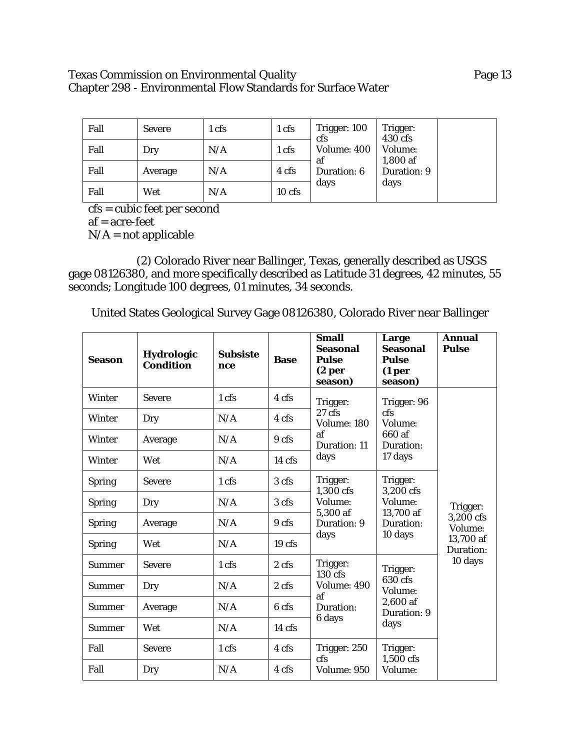| Fall | Severe | 1 cfs | 1 cfs | Trigger: 100 cfs Volume: 400 af Duration: 6 days | Trigger: 430 cfs Volume: 1,800 af Duration: 9 days | |
|---|---|---|---|---|---|---|
| Fall | Dry | N/A | 1 cfs | | | |
| Fall | Average | N/A | 4 cfs | | | |
| Fall | Wet | N/A | 10 cfs | | | |

cfs = cubic feet per second
af = acre-feet
N/A = not applicable

(2) Colorado River near Ballinger, Texas, generally described as USGS gage 08126380, and more specifically described as Latitude 31 degrees, 42 minutes, 55 seconds; Longitude 100 degrees, 01 minutes, 34 seconds.

United States Geological Survey Gage 08126380, Colorado River near Ballinger

| **Season** | **Hydrologic Condition** | **Subsistence** | **Base** | **Small Seasonal Pulse (2 per season)** | **Large Seasonal Pulse (1 per season)** | **Annual Pulse** |
|---|---|---|---|---|---|---|
| Winter | Severe | 1 cfs | 4 cfs | Trigger: 27 cfs Volume: 180 af Duration: 11 days | Trigger: 96 cfs Volume: 660 af Duration: 17 days | Trigger: 3,200 cfs Volume: 13,700 af Duration: 10 days |
| Winter | Dry | N/A | 4 cfs | | | |
| Winter | Average | N/A | 9 cfs | | | |
| Winter | Wet | N/A | 14 cfs | | | |
| Spring | Severe | 1 cfs | 3 cfs | Trigger: 1,300 cfs Volume: 5,300 af Duration: 9 days | Trigger: 3,200 cfs Volume: 13,700 af Duration: 10 days | |
| Spring | Dry | N/A | 3 cfs | | | |
| Spring | Average | N/A | 9 cfs | | | |
| Spring | Wet | N/A | 19 cfs | | | |
| Summer | Severe | 1 cfs | 2 cfs | Trigger: 130 cfs Volume: 490 af Duration: 6 days | Trigger: 630 cfs Volume: 2,600 af Duration: 9 days | |
| Summer | Dry | N/A | 2 cfs | | | |
| Summer | Average | N/A | 6 cfs | | | |
| Summer | Wet | N/A | 14 cfs | | | |
| Fall | Severe | 1 cfs | 4 cfs | Trigger: 250 cfs Volume: 950 | Trigger: 1,500 cfs Volume: | |
| Fall | Dry | N/A | 4 cfs | | | |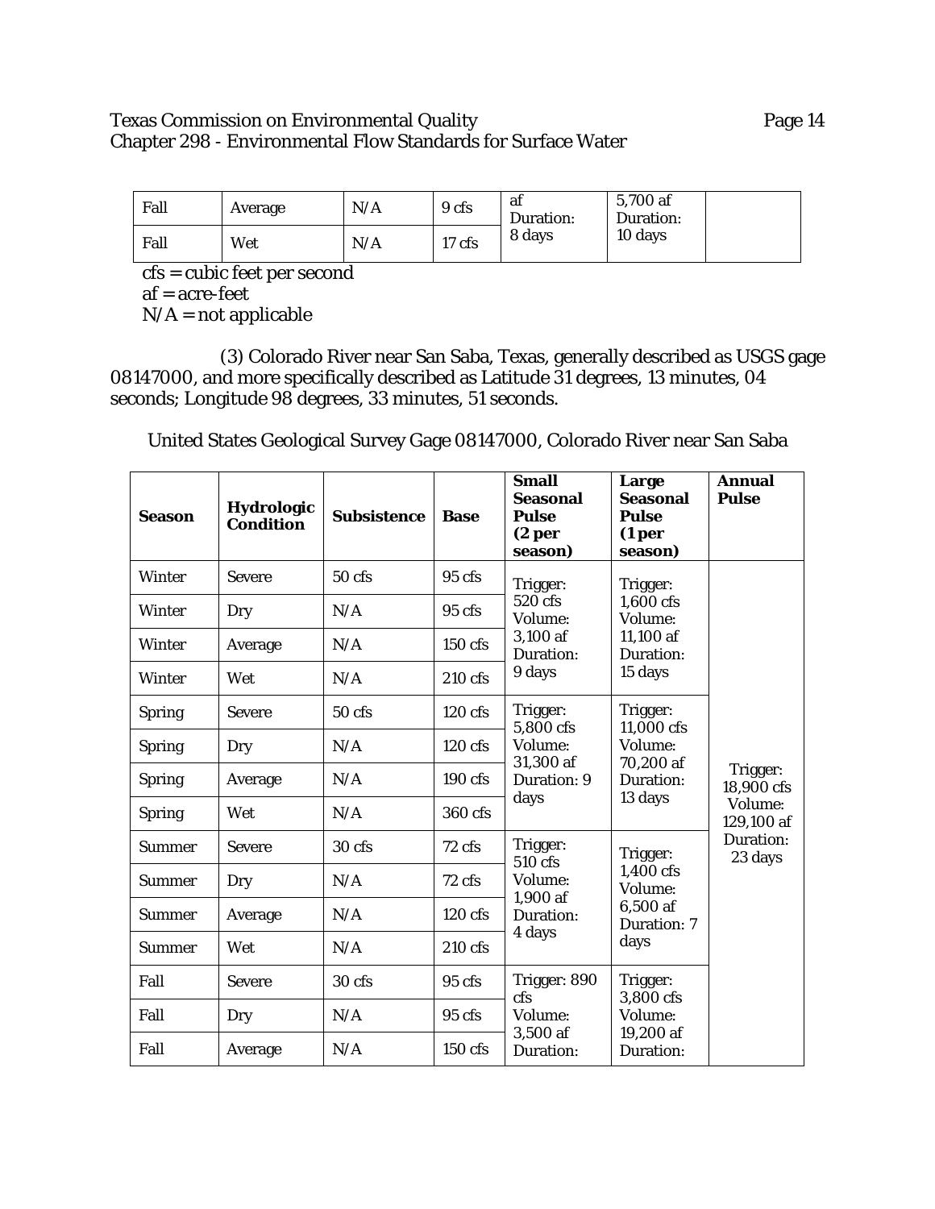| Fall | Average | N/A | 9 cfs | af<br>Duration:<br>8 days | 5,700 af<br>Duration:<br>10 days | |
|---|---|---|---|---|---|---|
| Fall | Wet | N/A | 17 cfs | | | |

cfs = cubic feet per second
af = acre-feet
N/A = not applicable

(3) Colorado River near San Saba, Texas, generally described as USGS gage 08147000, and more specifically described as Latitude 31 degrees, 13 minutes, 04 seconds; Longitude 98 degrees, 33 minutes, 51 seconds.

United States Geological Survey Gage 08147000, Colorado River near San Saba

| **Season** | **Hydrologic Condition** | **Subsistence** | **Base** | **Small Seasonal Pulse (2 per season)** | **Large Seasonal Pulse (1 per season)** | **Annual Pulse** |
|---|---|---|---|---|---|---|
| Winter | Severe | 50 cfs | 95 cfs | Trigger: 520 cfs<br>Volume: 3,100 af<br>Duration: 9 days | Trigger: 1,600 cfs<br>Volume: 11,100 af<br>Duration: 15 days | Trigger: 18,900 cfs<br>Volume: 129,100 af<br>Duration: 23 days |
| Winter | Dry | N/A | 95 cfs | | | |
| Winter | Average | N/A | 150 cfs | | | |
| Winter | Wet | N/A | 210 cfs | | | |
| Spring | Severe | 50 cfs | 120 cfs | Trigger: 5,800 cfs<br>Volume: 31,300 af<br>Duration: 9 days | Trigger: 11,000 cfs<br>Volume: 70,200 af<br>Duration: 13 days | |
| Spring | Dry | N/A | 120 cfs | | | |
| Spring | Average | N/A | 190 cfs | | | |
| Spring | Wet | N/A | 360 cfs | | | |
| Summer | Severe | 30 cfs | 72 cfs | Trigger: 510 cfs<br>Volume: 1,900 af<br>Duration: 4 days | Trigger: 1,400 cfs<br>Volume: 6,500 af<br>Duration: 7 days | |
| Summer | Dry | N/A | 72 cfs | | | |
| Summer | Average | N/A | 120 cfs | | | |
| Summer | Wet | N/A | 210 cfs | | | |
| Fall | Severe | 30 cfs | 95 cfs | Trigger: 890 cfs<br>Volume: 3,500 af<br>Duration: | Trigger: 3,800 cfs<br>Volume: 19,200 af<br>Duration: | |
| Fall | Dry | N/A | 95 cfs | | | |
| Fall | Average | N/A | 150 cfs | | | |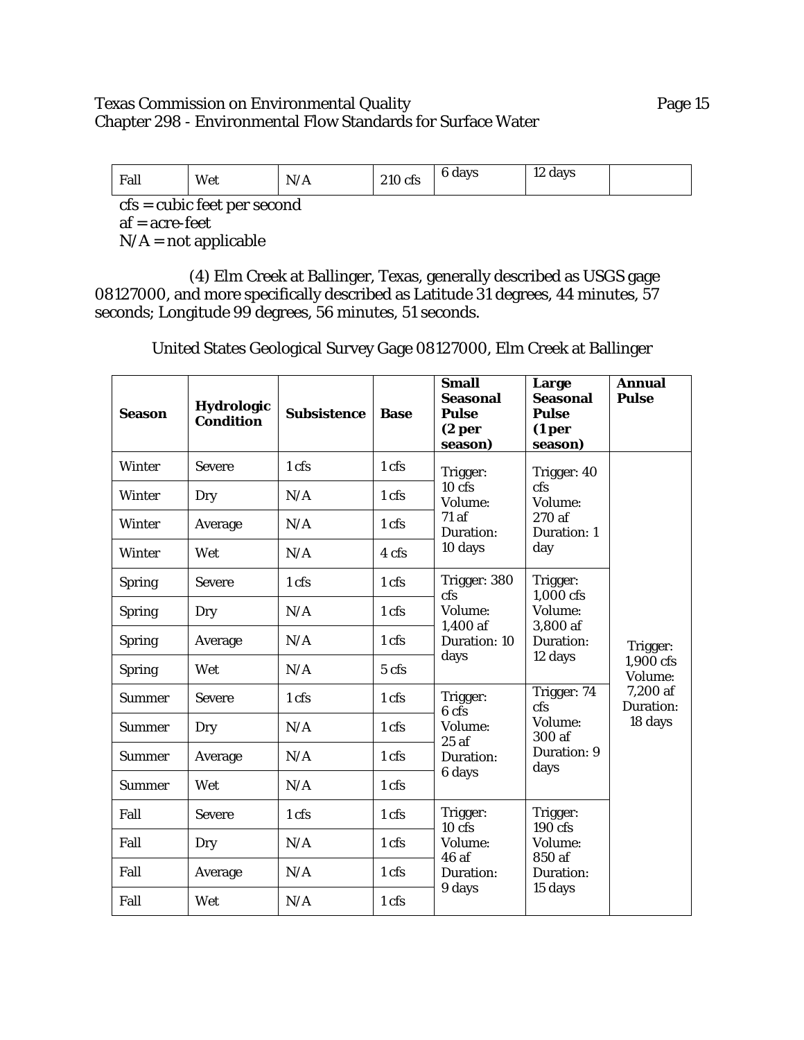| Fall | Wet | N/A | 210 cfs | 6 days | 12 days | |
|---|---|---|---|---|---|---|

cfs = cubic feet per second
af = acre-feet
N/A = not applicable

(4) Elm Creek at Ballinger, Texas, generally described as USGS gage 08127000, and more specifically described as Latitude 31 degrees, 44 minutes, 57 seconds; Longitude 99 degrees, 56 minutes, 51 seconds.

United States Geological Survey Gage 08127000, Elm Creek at Ballinger

| **Season** | **Hydrologic Condition** | **Subsistence** | **Base** | **Small Seasonal Pulse (2 per season)** | **Large Seasonal Pulse (1 per season)** | **Annual Pulse** |
|---|---|---|---|---|---|---|
| Winter | Severe | 1 cfs | 1 cfs | Trigger: 10 cfs Volume: 71 af Duration: 10 days | Trigger: 40 cfs Volume: 270 af Duration: 1 day | Trigger: 1,900 cfs Volume: 7,200 af Duration: 18 days |
| Winter | Dry | N/A | 1 cfs | | | |
| Winter | Average | N/A | 1 cfs | | | |
| Winter | Wet | N/A | 4 cfs | | | |
| Spring | Severe | 1 cfs | 1 cfs | Trigger: 380 cfs Volume: 1,400 af Duration: 10 days | Trigger: 1,000 cfs Volume: 3,800 af Duration: 12 days | |
| Spring | Dry | N/A | 1 cfs | | | |
| Spring | Average | N/A | 1 cfs | | | |
| Spring | Wet | N/A | 5 cfs | | | |
| Summer | Severe | 1 cfs | 1 cfs | Trigger: 6 cfs Volume: 25 af Duration: 6 days | Trigger: 74 cfs Volume: 300 af Duration: 9 days | |
| Summer | Dry | N/A | 1 cfs | | | |
| Summer | Average | N/A | 1 cfs | | | |
| Summer | Wet | N/A | 1 cfs | | | |
| Fall | Severe | 1 cfs | 1 cfs | Trigger: 10 cfs Volume: 46 af Duration: 9 days | Trigger: 190 cfs Volume: 850 af Duration: 15 days | |
| Fall | Dry | N/A | 1 cfs | | | |
| Fall | Average | N/A | 1 cfs | | | |
| Fall | Wet | N/A | 1 cfs | | | |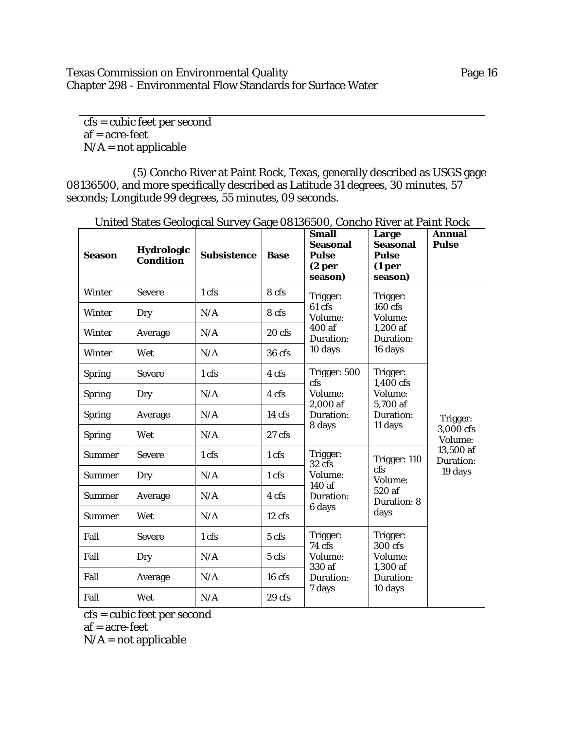cfs = cubic feet per second
af = acre-feet
N/A = not applicable

(5) Concho River at Paint Rock, Texas, generally described as USGS gage 08136500, and more specifically described as Latitude 31 degrees, 30 minutes, 57 seconds; Longitude 99 degrees, 55 minutes, 09 seconds.

United States Geological Survey Gage 08136500, Concho River at Paint Rock

| Season | Hydrologic Condition | Subsistence | Base | Small Seasonal Pulse (2 per season) | Large Seasonal Pulse (1 per season) | Annual Pulse |
|---|---|---|---|---|---|---|
| Winter | Severe | 1 cfs | 8 cfs | Trigger: 61 cfs Volume: 400 af Duration: 10 days | Trigger: 160 cfs Volume: 1,200 af Duration: 16 days | Trigger: 3,000 cfs Volume: 13,500 af Duration: 19 days |
| Winter | Dry | N/A | 8 cfs | | | |
| Winter | Average | N/A | 20 cfs | | | |
| Winter | Wet | N/A | 36 cfs | | | |
| Spring | Severe | 1 cfs | 4 cfs | Trigger: 500 cfs Volume: 2,000 af Duration: 8 days | Trigger: 1,400 cfs Volume: 5,700 af Duration: 11 days | |
| Spring | Dry | N/A | 4 cfs | | | |
| Spring | Average | N/A | 14 cfs | | | |
| Spring | Wet | N/A | 27 cfs | | | |
| Summer | Severe | 1 cfs | 1 cfs | Trigger: 32 cfs Volume: 140 af Duration: 6 days | Trigger: 110 cfs Volume: 520 af Duration: 8 days | |
| Summer | Dry | N/A | 1 cfs | | | |
| Summer | Average | N/A | 4 cfs | | | |
| Summer | Wet | N/A | 12 cfs | | | |
| Fall | Severe | 1 cfs | 5 cfs | Trigger: 74 cfs Volume: 330 af Duration: 7 days | Trigger: 300 cfs Volume: 1,300 af Duration: 10 days | |
| Fall | Dry | N/A | 5 cfs | | | |
| Fall | Average | N/A | 16 cfs | | | |
| Fall | Wet | N/A | 29 cfs | | | |

cfs = cubic feet per second
af = acre-feet
N/A = not applicable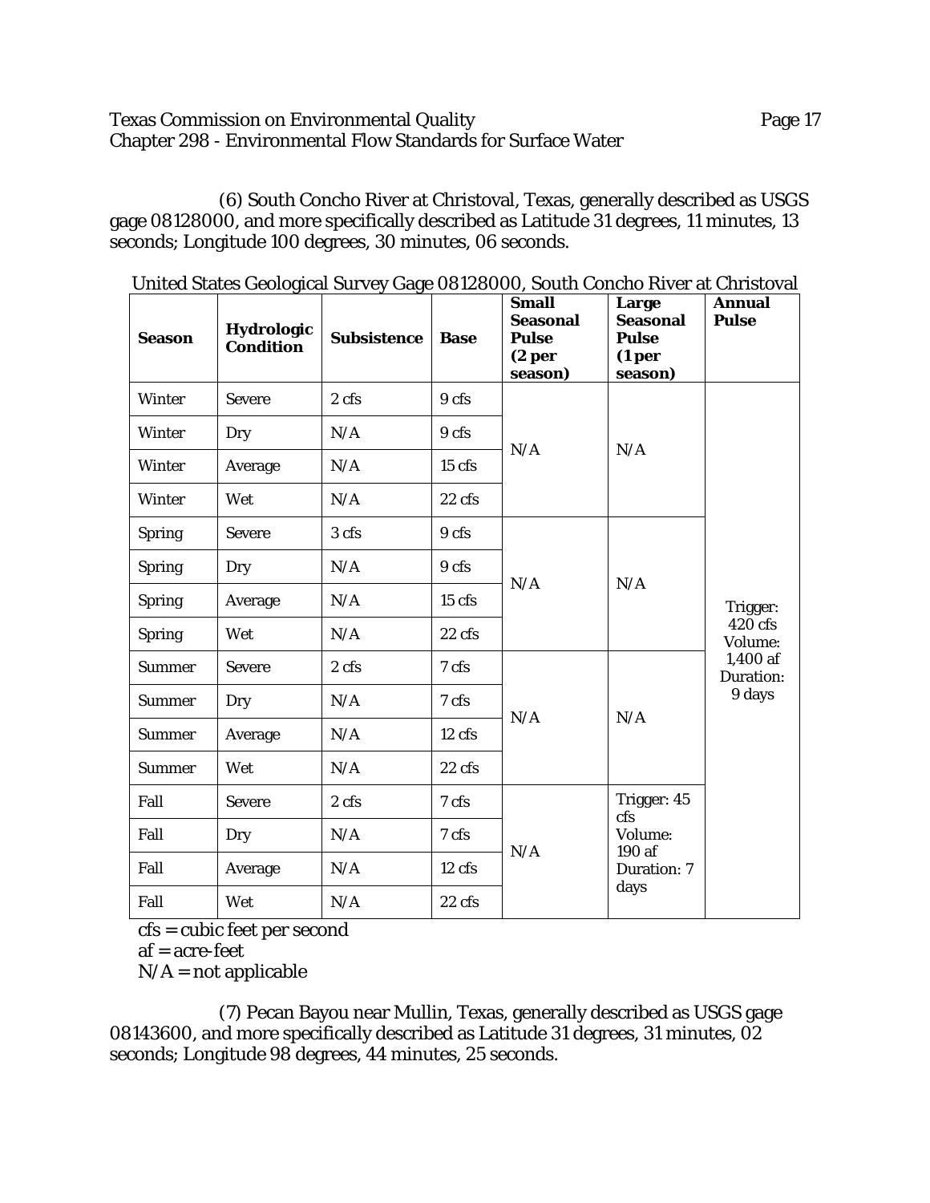(6) South Concho River at Christoval, Texas, generally described as USGS gage 08128000, and more specifically described as Latitude 31 degrees, 11 minutes, 13 seconds; Longitude 100 degrees, 30 minutes, 06 seconds.

United States Geological Survey Gage 08128000, South Concho River at Christoval

| Season | Hydrologic Condition | Subsistence | Base | Small Seasonal Pulse (2 per season) | Large Seasonal Pulse (1 per season) | Annual Pulse |
|---|---|---|---|---|---|---|
| Winter | Severe | 2 cfs | 9 cfs | N/A | N/A | Trigger: 420 cfs Volume: 1,400 af Duration: 9 days |
| Winter | Dry | N/A | 9 cfs | | | |
| Winter | Average | N/A | 15 cfs | | | |
| Winter | Wet | N/A | 22 cfs | | | |
| Spring | Severe | 3 cfs | 9 cfs | N/A | N/A | |
| Spring | Dry | N/A | 9 cfs | | | |
| Spring | Average | N/A | 15 cfs | | | |
| Spring | Wet | N/A | 22 cfs | | | |
| Summer | Severe | 2 cfs | 7 cfs | N/A | N/A | |
| Summer | Dry | N/A | 7 cfs | | | |
| Summer | Average | N/A | 12 cfs | | | |
| Summer | Wet | N/A | 22 cfs | | | |
| Fall | Severe | 2 cfs | 7 cfs | N/A | Trigger: 45 cfs Volume: 190 af Duration: 7 days | |
| Fall | Dry | N/A | 7 cfs | | | |
| Fall | Average | N/A | 12 cfs | | | |
| Fall | Wet | N/A | 22 cfs | | | |

cfs = cubic feet per second
af = acre-feet
N/A = not applicable

(7) Pecan Bayou near Mullin, Texas, generally described as USGS gage 08143600, and more specifically described as Latitude 31 degrees, 31 minutes, 02 seconds; Longitude 98 degrees, 44 minutes, 25 seconds.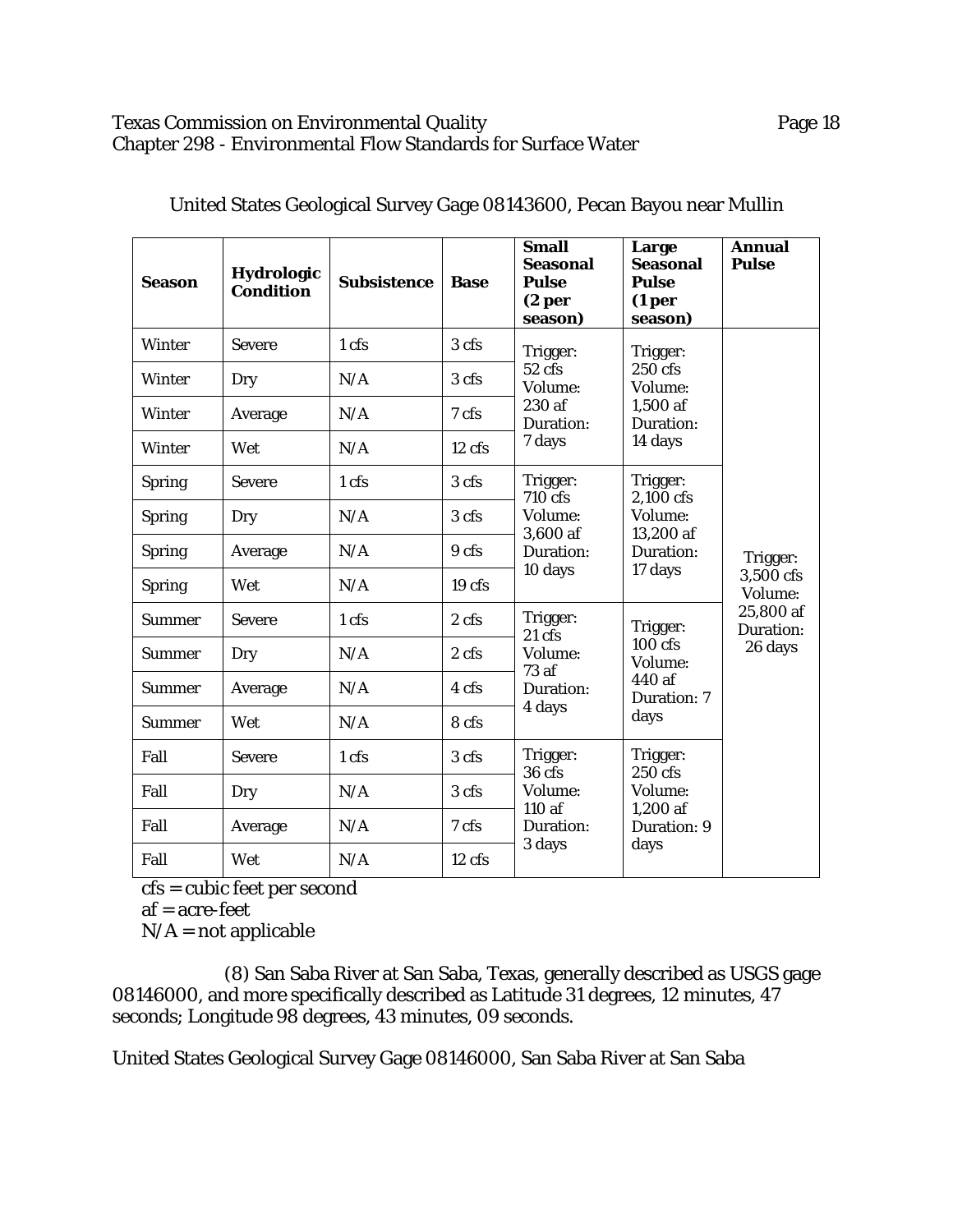United States Geological Survey Gage 08143600, Pecan Bayou near Mullin

| Season | Hydrologic Condition | Subsistence | Base | Small Seasonal Pulse (2 per season) | Large Seasonal Pulse (1 per season) | Annual Pulse |
|---|---|---|---|---|---|---|
| Winter | Severe | 1 cfs | 3 cfs | Trigger: 52 cfs Volume: 230 af Duration: 7 days | Trigger: 250 cfs Volume: 1,500 af Duration: 14 days | Trigger: 3,500 cfs Volume: 25,800 af Duration: 26 days |
| Winter | Dry | N/A | 3 cfs | | | |
| Winter | Average | N/A | 7 cfs | | | |
| Winter | Wet | N/A | 12 cfs | | | |
| Spring | Severe | 1 cfs | 3 cfs | Trigger: 710 cfs Volume: 3,600 af Duration: 10 days | Trigger: 2,100 cfs Volume: 13,200 af Duration: 17 days | |
| Spring | Dry | N/A | 3 cfs | | | |
| Spring | Average | N/A | 9 cfs | | | |
| Spring | Wet | N/A | 19 cfs | | | |
| Summer | Severe | 1 cfs | 2 cfs | Trigger: 21 cfs Volume: 73 af Duration: 4 days | Trigger: 100 cfs Volume: 440 af Duration: 7 days | |
| Summer | Dry | N/A | 2 cfs | | | |
| Summer | Average | N/A | 4 cfs | | | |
| Summer | Wet | N/A | 8 cfs | | | |
| Fall | Severe | 1 cfs | 3 cfs | Trigger: 36 cfs Volume: 110 af Duration: 3 days | Trigger: 250 cfs Volume: 1,200 af Duration: 9 days | |
| Fall | Dry | N/A | 3 cfs | | | |
| Fall | Average | N/A | 7 cfs | | | |
| Fall | Wet | N/A | 12 cfs | | | |

cfs = cubic feet per second
af = acre-feet
N/A = not applicable

(8) San Saba River at San Saba, Texas, generally described as USGS gage 08146000, and more specifically described as Latitude 31 degrees, 12 minutes, 47 seconds; Longitude 98 degrees, 43 minutes, 09 seconds.

United States Geological Survey Gage 08146000, San Saba River at San Saba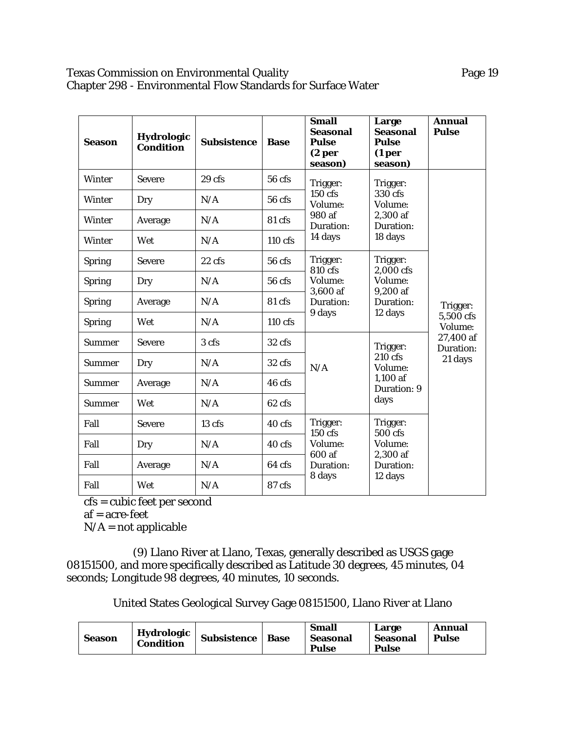| Season | Hydrologic Condition | Subsistence | Base | Small Seasonal Pulse (2 per season) | Large Seasonal Pulse (1 per season) | Annual Pulse |
|---|---|---|---|---|---|---|
| Winter | Severe | 29 cfs | 56 cfs | Trigger: 150 cfs Volume: 980 af Duration: 14 days | Trigger: 330 cfs Volume: 2,300 af Duration: 18 days | Trigger: 5,500 cfs Volume: 27,400 af Duration: 21 days |
| Winter | Dry | N/A | 56 cfs | | | |
| Winter | Average | N/A | 81 cfs | | | |
| Winter | Wet | N/A | 110 cfs | | | |
| Spring | Severe | 22 cfs | 56 cfs | Trigger: 810 cfs Volume: 3,600 af Duration: 9 days | Trigger: 2,000 cfs Volume: 9,200 af Duration: 12 days | |
| Spring | Dry | N/A | 56 cfs | | | |
| Spring | Average | N/A | 81 cfs | | | |
| Spring | Wet | N/A | 110 cfs | | | |
| Summer | Severe | 3 cfs | 32 cfs | N/A | Trigger: 210 cfs Volume: 1,100 af Duration: 9 days | |
| Summer | Dry | N/A | 32 cfs | | | |
| Summer | Average | N/A | 46 cfs | | | |
| Summer | Wet | N/A | 62 cfs | | | |
| Fall | Severe | 13 cfs | 40 cfs | Trigger: 150 cfs Volume: 600 af Duration: 8 days | Trigger: 500 cfs Volume: 2,300 af Duration: 12 days | |
| Fall | Dry | N/A | 40 cfs | | | |
| Fall | Average | N/A | 64 cfs | | | |
| Fall | Wet | N/A | 87 cfs | | | |

cfs = cubic feet per second
af = acre-feet
N/A = not applicable

(9) Llano River at Llano, Texas, generally described as USGS gage 08151500, and more specifically described as Latitude 30 degrees, 45 minutes, 04 seconds; Longitude 98 degrees, 40 minutes, 10 seconds.

United States Geological Survey Gage 08151500, Llano River at Llano

| Season | Hydrologic Condition | Subsistence | Base | Small Seasonal Pulse | Large Seasonal Pulse | Annual Pulse |
|---|---|---|---|---|---|---|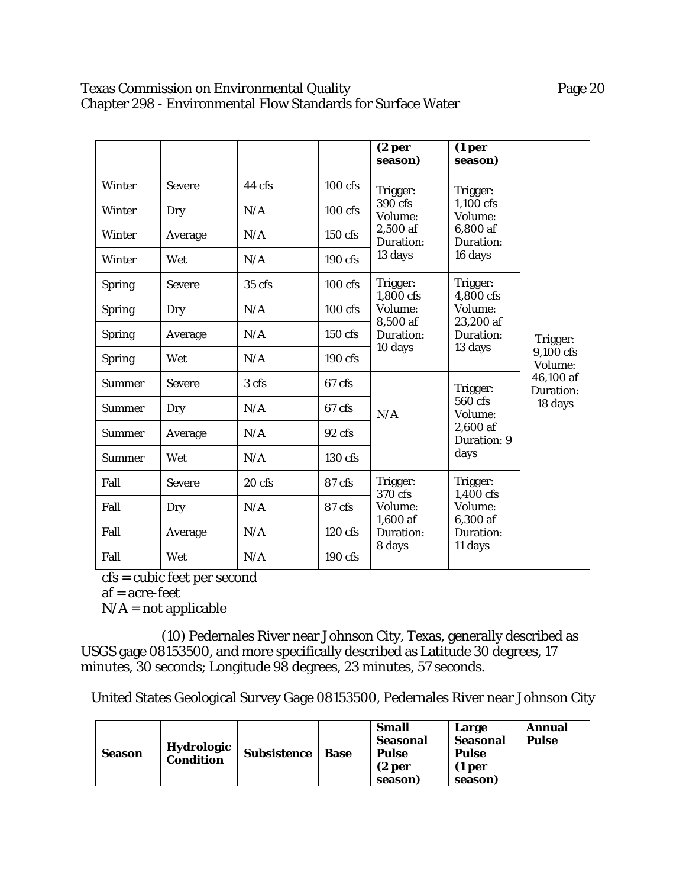| | | | | (2 per season) | (1 per season) | |
|---|---|---|---|---|---|---|
| Winter | Severe | 44 cfs | 100 cfs | Trigger: 390 cfs Volume: 2,500 af Duration: 13 days | Trigger: 1,100 cfs Volume: 6,800 af Duration: 16 days | Trigger: 9,100 cfs Volume: 46,100 af Duration: 18 days |
| Winter | Dry | N/A | 100 cfs | | | |
| Winter | Average | N/A | 150 cfs | | | |
| Winter | Wet | N/A | 190 cfs | | | |
| Spring | Severe | 35 cfs | 100 cfs | Trigger: 1,800 cfs Volume: 8,500 af Duration: 10 days | Trigger: 4,800 cfs Volume: 23,200 af Duration: 13 days | |
| Spring | Dry | N/A | 100 cfs | | | |
| Spring | Average | N/A | 150 cfs | | | |
| Spring | Wet | N/A | 190 cfs | | | |
| Summer | Severe | 3 cfs | 67 cfs | N/A | Trigger: 560 cfs Volume: 2,600 af Duration: 9 days | |
| Summer | Dry | N/A | 67 cfs | | | |
| Summer | Average | N/A | 92 cfs | | | |
| Summer | Wet | N/A | 130 cfs | | | |
| Fall | Severe | 20 cfs | 87 cfs | Trigger: 370 cfs Volume: 1,600 af Duration: 8 days | Trigger: 1,400 cfs Volume: 6,300 af Duration: 11 days | |
| Fall | Dry | N/A | 87 cfs | | | |
| Fall | Average | N/A | 120 cfs | | | |
| Fall | Wet | N/A | 190 cfs | | | |

cfs = cubic feet per second
af = acre-feet
N/A = not applicable

(10) Pedernales River near Johnson City, Texas, generally described as USGS gage 08153500, and more specifically described as Latitude 30 degrees, 17 minutes, 30 seconds; Longitude 98 degrees, 23 minutes, 57 seconds.

United States Geological Survey Gage 08153500, Pedernales River near Johnson City

| Season | Hydrologic Condition | Subsistence | Base | Small Seasonal Pulse (2 per season) | Large Seasonal Pulse (1 per season) | Annual Pulse |
|---|---|---|---|---|---|---|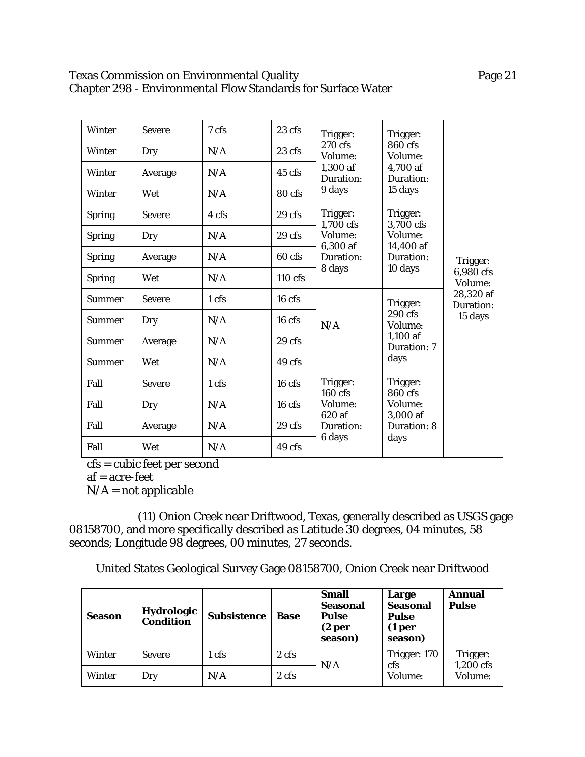| Winter | Severe | 7 cfs | 23 cfs | Trigger: 270 cfs Volume: 1,300 af Duration: 9 days | Trigger: 860 cfs Volume: 4,700 af Duration: 15 days | Trigger: 6,980 cfs Volume: 28,320 af Duration: 15 days |
|---|---|---|---|---|---|---|
| Winter | Dry | N/A | 23 cfs | | | |
| Winter | Average | N/A | 45 cfs | | | |
| Winter | Wet | N/A | 80 cfs | | | |
| Spring | Severe | 4 cfs | 29 cfs | Trigger: 1,700 cfs Volume: 6,300 af Duration: 8 days | Trigger: 3,700 cfs Volume: 14,400 af Duration: 10 days | |
| Spring | Dry | N/A | 29 cfs | | | |
| Spring | Average | N/A | 60 cfs | | | |
| Spring | Wet | N/A | 110 cfs | | | |
| Summer | Severe | 1 cfs | 16 cfs | N/A | Trigger: 290 cfs Volume: 1,100 af Duration: 7 days | |
| Summer | Dry | N/A | 16 cfs | | | |
| Summer | Average | N/A | 29 cfs | | | |
| Summer | Wet | N/A | 49 cfs | | | |
| Fall | Severe | 1 cfs | 16 cfs | Trigger: 160 cfs Volume: 620 af Duration: 6 days | Trigger: 860 cfs Volume: 3,000 af Duration: 8 days | |
| Fall | Dry | N/A | 16 cfs | | | |
| Fall | Average | N/A | 29 cfs | | | |
| Fall | Wet | N/A | 49 cfs | | | |

cfs = cubic feet per second
af = acre-feet
N/A = not applicable

(11) Onion Creek near Driftwood, Texas, generally described as USGS gage 08158700, and more specifically described as Latitude 30 degrees, 04 minutes, 58 seconds; Longitude 98 degrees, 00 minutes, 27 seconds.

United States Geological Survey Gage 08158700, Onion Creek near Driftwood

| Season | Hydrologic Condition | Subsistence | Base | Small Seasonal Pulse (2 per season) | Large Seasonal Pulse (1 per season) | Annual Pulse |
|---|---|---|---|---|---|---|
| Winter | Severe | 1 cfs | 2 cfs | N/A | Trigger: 170 cfs Volume: | Trigger: 1,200 cfs Volume: |
| Winter | Dry | N/A | 2 cfs | | | |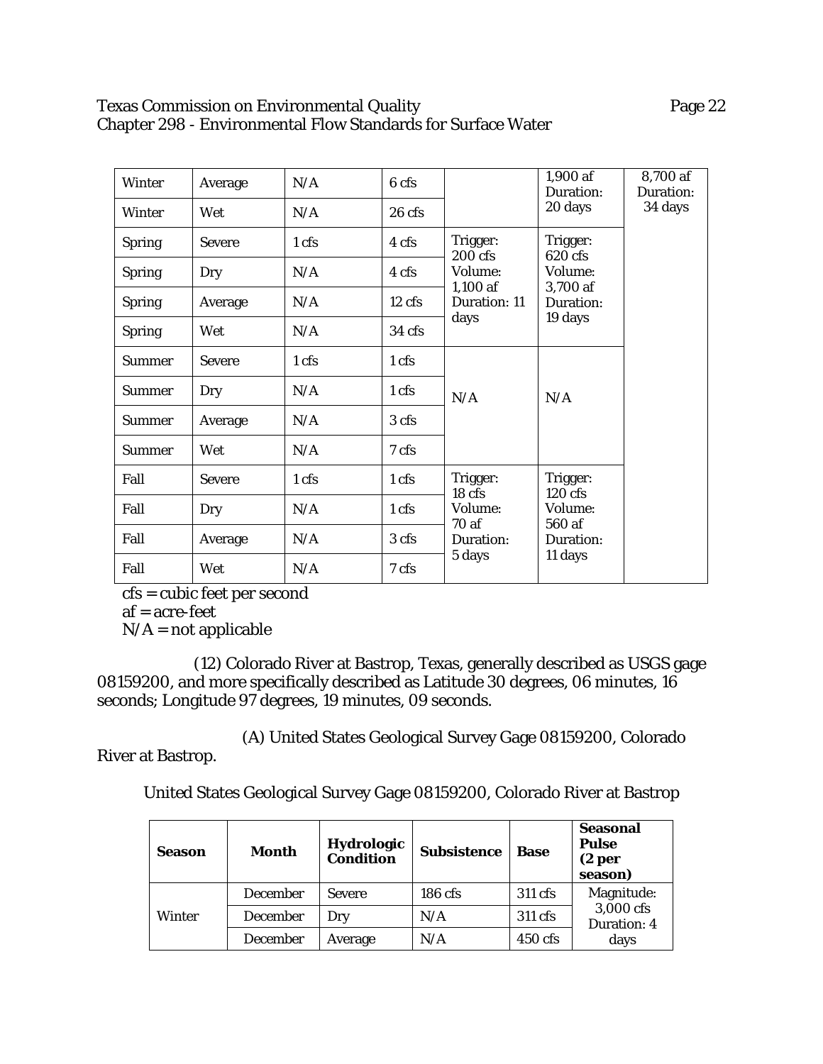| | | | | | | |
|---|---|---|---|---|---|---|
| Winter | Average | N/A | 6 cfs | | 1,900 af Duration: 20 days | 8,700 af Duration: 34 days |
| Winter | Wet | N/A | 26 cfs | | | |
| Spring | Severe | 1 cfs | 4 cfs | Trigger: 200 cfs Volume: 1,100 af Duration: 11 days | Trigger: 620 cfs Volume: 3,700 af Duration: 19 days | |
| Spring | Dry | N/A | 4 cfs | | | |
| Spring | Average | N/A | 12 cfs | | | |
| Spring | Wet | N/A | 34 cfs | | | |
| Summer | Severe | 1 cfs | 1 cfs | N/A | N/A | |
| Summer | Dry | N/A | 1 cfs | | | |
| Summer | Average | N/A | 3 cfs | | | |
| Summer | Wet | N/A | 7 cfs | | | |
| Fall | Severe | 1 cfs | 1 cfs | Trigger: 18 cfs Volume: 70 af Duration: 5 days | Trigger: 120 cfs Volume: 560 af Duration: 11 days | |
| Fall | Dry | N/A | 1 cfs | | | |
| Fall | Average | N/A | 3 cfs | | | |
| Fall | Wet | N/A | 7 cfs | | | |

cfs = cubic feet per second
af = acre-feet
N/A = not applicable

(12) Colorado River at Bastrop, Texas, generally described as USGS gage 08159200, and more specifically described as Latitude 30 degrees, 06 minutes, 16 seconds; Longitude 97 degrees, 19 minutes, 09 seconds.

(A) United States Geological Survey Gage 08159200, Colorado River at Bastrop.

United States Geological Survey Gage 08159200, Colorado River at Bastrop

| Season | Month | Hydrologic Condition | Subsistence | Base | Seasonal Pulse (2 per season) |
|---|---|---|---|---|---|
| Winter | December | Severe | 186 cfs | 311 cfs | Magnitude: 3,000 cfs Duration: 4 days |
| | December | Dry | N/A | 311 cfs | |
| | December | Average | N/A | 450 cfs | |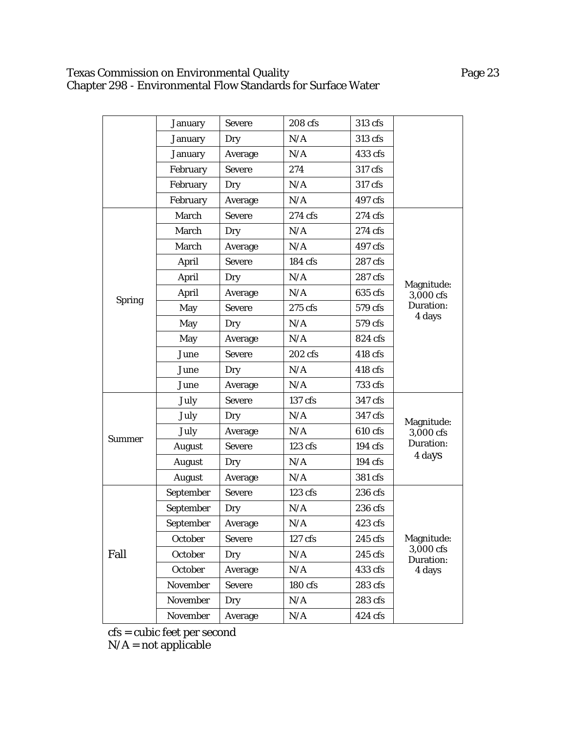| | January | Severe | 208 cfs | 313 cfs | |
|---|---|---|---|---|---|
| | January | Dry | N/A | 313 cfs | |
| | January | Average | N/A | 433 cfs | |
| | February | Severe | 274 | 317 cfs | |
| | February | Dry | N/A | 317 cfs | |
| | February | Average | N/A | 497 cfs | |
| Spring | March | Severe | 274 cfs | 274 cfs | Magnitude: 3,000 cfs Duration: 4 days |
| | March | Dry | N/A | 274 cfs | |
| | March | Average | N/A | 497 cfs | |
| | April | Severe | 184 cfs | 287 cfs | |
| | April | Dry | N/A | 287 cfs | |
| | April | Average | N/A | 635 cfs | |
| | May | Severe | 275 cfs | 579 cfs | |
| | May | Dry | N/A | 579 cfs | |
| | May | Average | N/A | 824 cfs | |
| | June | Severe | 202 cfs | 418 cfs | |
| | June | Dry | N/A | 418 cfs | |
| | June | Average | N/A | 733 cfs | |
| Summer | July | Severe | 137 cfs | 347 cfs | Magnitude: 3,000 cfs Duration: 4 days |
| | July | Dry | N/A | 347 cfs | |
| | July | Average | N/A | 610 cfs | |
| | August | Severe | 123 cfs | 194 cfs | |
| | August | Dry | N/A | 194 cfs | |
| | August | Average | N/A | 381 cfs | |
| Fall | September | Severe | 123 cfs | 236 cfs | Magnitude: 3,000 cfs Duration: 4 days |
| | September | Dry | N/A | 236 cfs | |
| | September | Average | N/A | 423 cfs | |
| | October | Severe | 127 cfs | 245 cfs | |
| | October | Dry | N/A | 245 cfs | |
| | October | Average | N/A | 433 cfs | |
| | November | Severe | 180 cfs | 283 cfs | |
| | November | Dry | N/A | 283 cfs | |
| | November | Average | N/A | 424 cfs | |

cfs = cubic feet per second
N/A = not applicable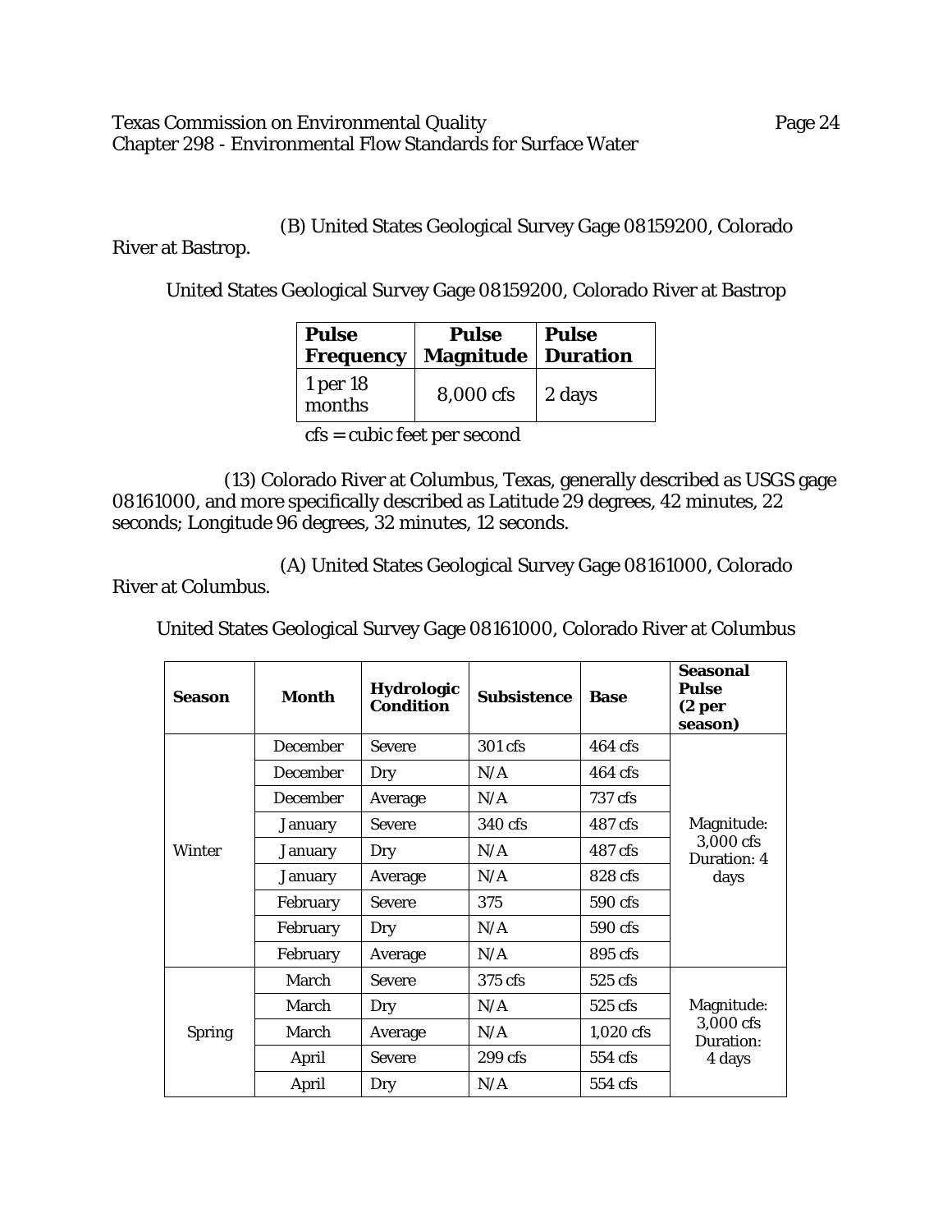(B) United States Geological Survey Gage 08159200, Colorado River at Bastrop.

United States Geological Survey Gage 08159200, Colorado River at Bastrop

| Pulse Frequency | Pulse Magnitude | Pulse Duration |
|---|---|---|
| 1 per 18 months | 8,000 cfs | 2 days |

cfs = cubic feet per second

(13) Colorado River at Columbus, Texas, generally described as USGS gage 08161000, and more specifically described as Latitude 29 degrees, 42 minutes, 22 seconds; Longitude 96 degrees, 32 minutes, 12 seconds.

(A) United States Geological Survey Gage 08161000, Colorado River at Columbus.

United States Geological Survey Gage 08161000, Colorado River at Columbus

| Season | Month | Hydrologic Condition | Subsistence | Base | Seasonal Pulse (2 per season) |
|---|---|---|---|---|---|
| Winter | December | Severe | 301 cfs | 464 cfs | Magnitude: 3,000 cfs Duration: 4 days |
| | December | Dry | N/A | 464 cfs | |
| | December | Average | N/A | 737 cfs | |
| | January | Severe | 340 cfs | 487 cfs | |
| | January | Dry | N/A | 487 cfs | |
| | January | Average | N/A | 828 cfs | |
| | February | Severe | 375 | 590 cfs | |
| | February | Dry | N/A | 590 cfs | |
| | February | Average | N/A | 895 cfs | |
| Spring | March | Severe | 375 cfs | 525 cfs | Magnitude: 3,000 cfs Duration: 4 days |
| | March | Dry | N/A | 525 cfs | |
| | March | Average | N/A | 1,020 cfs | |
| | April | Severe | 299 cfs | 554 cfs | |
| | April | Dry | N/A | 554 cfs | |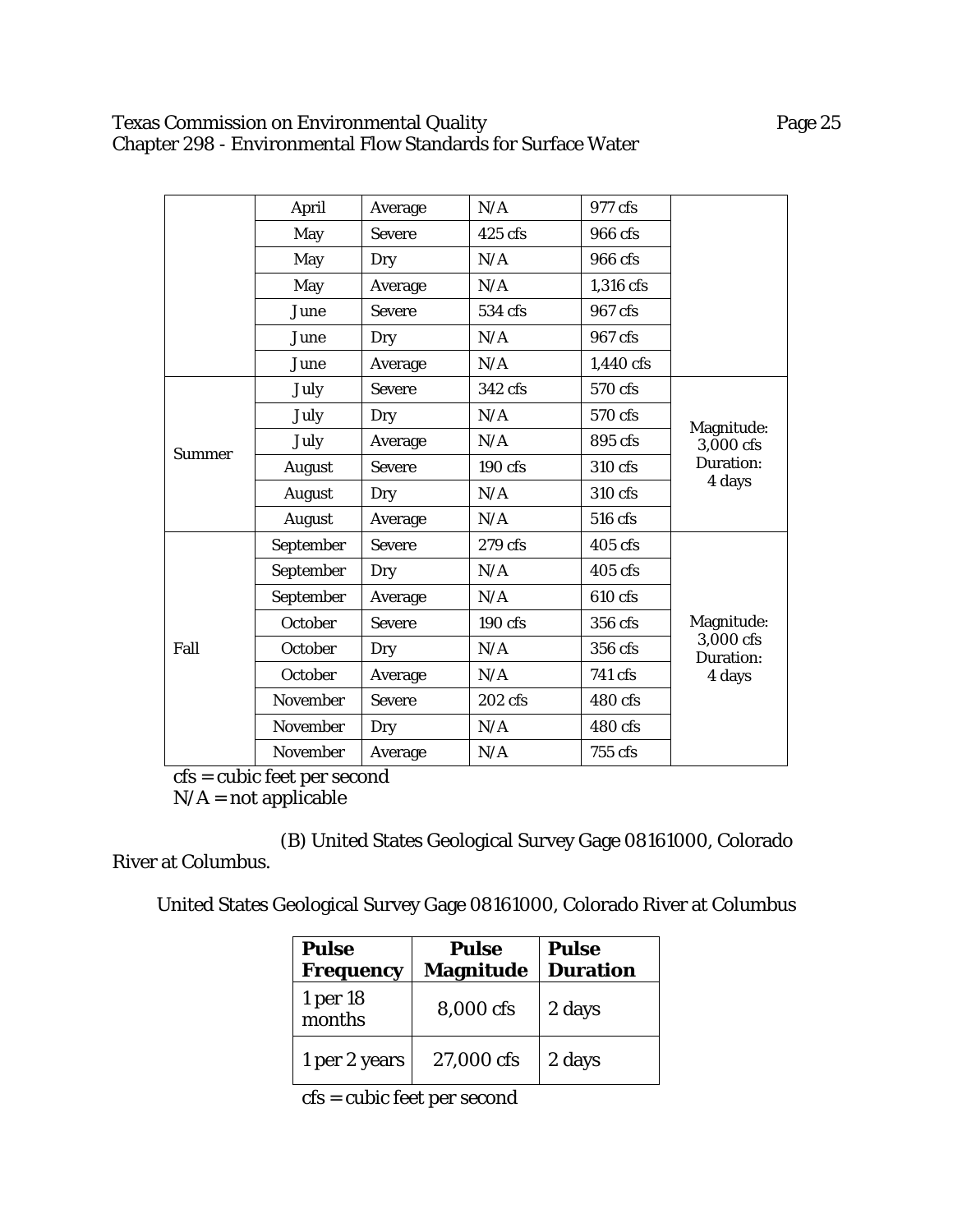| | April | Average | N/A | 977 cfs | |
|---|---|---|---|---|---|
| | May | Severe | 425 cfs | 966 cfs | |
| | May | Dry | N/A | 966 cfs | |
| | May | Average | N/A | 1,316 cfs | |
| | June | Severe | 534 cfs | 967 cfs | |
| | June | Dry | N/A | 967 cfs | |
| | June | Average | N/A | 1,440 cfs | |
| Summer | July | Severe | 342 cfs | 570 cfs | Magnitude: 3,000 cfs Duration: 4 days |
| | July | Dry | N/A | 570 cfs | |
| | July | Average | N/A | 895 cfs | |
| | August | Severe | 190 cfs | 310 cfs | |
| | August | Dry | N/A | 310 cfs | |
| | August | Average | N/A | 516 cfs | |
| Fall | September | Severe | 279 cfs | 405 cfs | Magnitude: 3,000 cfs Duration: 4 days |
| | September | Dry | N/A | 405 cfs | |
| | September | Average | N/A | 610 cfs | |
| | October | Severe | 190 cfs | 356 cfs | |
| | October | Dry | N/A | 356 cfs | |
| | October | Average | N/A | 741 cfs | |
| | November | Severe | 202 cfs | 480 cfs | |
| | November | Dry | N/A | 480 cfs | |
| | November | Average | N/A | 755 cfs | |

cfs = cubic feet per second
N/A = not applicable

(B) United States Geological Survey Gage 08161000, Colorado River at Columbus.

United States Geological Survey Gage 08161000, Colorado River at Columbus

| Pulse Frequency | Pulse Magnitude | Pulse Duration |
|---|---|---|
| 1 per 18 months | 8,000 cfs | 2 days |
| 1 per 2 years | 27,000 cfs | 2 days |

cfs = cubic feet per second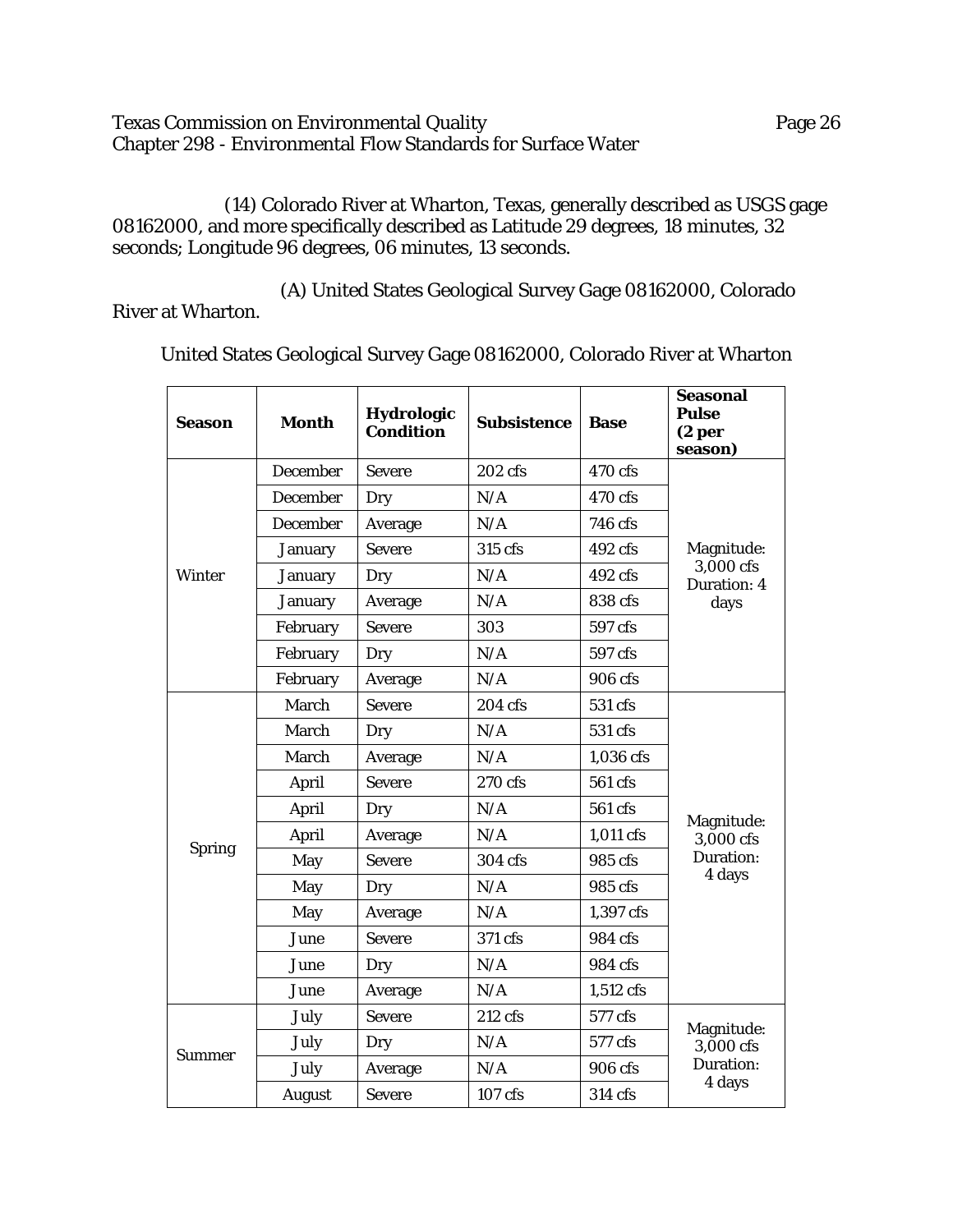(14) Colorado River at Wharton, Texas, generally described as USGS gage 08162000, and more specifically described as Latitude 29 degrees, 18 minutes, 32 seconds; Longitude 96 degrees, 06 minutes, 13 seconds.

(A) United States Geological Survey Gage 08162000, Colorado River at Wharton.

United States Geological Survey Gage 08162000, Colorado River at Wharton

| Season | Month | Hydrologic Condition | Subsistence | Base | Seasonal Pulse (2 per season) |
|---|---|---|---|---|---|
| Winter | December | Severe | 202 cfs | 470 cfs | Magnitude: 3,000 cfs Duration: 4 days |
| | December | Dry | N/A | 470 cfs | |
| | December | Average | N/A | 746 cfs | |
| | January | Severe | 315 cfs | 492 cfs | |
| | January | Dry | N/A | 492 cfs | |
| | January | Average | N/A | 838 cfs | |
| | February | Severe | 303 | 597 cfs | |
| | February | Dry | N/A | 597 cfs | |
| | February | Average | N/A | 906 cfs | |
| Spring | March | Severe | 204 cfs | 531 cfs | Magnitude: 3,000 cfs Duration: 4 days |
| | March | Dry | N/A | 531 cfs | |
| | March | Average | N/A | 1,036 cfs | |
| | April | Severe | 270 cfs | 561 cfs | |
| | April | Dry | N/A | 561 cfs | |
| | April | Average | N/A | 1,011 cfs | |
| | May | Severe | 304 cfs | 985 cfs | |
| | May | Dry | N/A | 985 cfs | |
| | May | Average | N/A | 1,397 cfs | |
| | June | Severe | 371 cfs | 984 cfs | |
| | June | Dry | N/A | 984 cfs | |
| | June | Average | N/A | 1,512 cfs | |
| Summer | July | Severe | 212 cfs | 577 cfs | Magnitude: 3,000 cfs Duration: 4 days |
| | July | Dry | N/A | 577 cfs | |
| | July | Average | N/A | 906 cfs | |
| | August | Severe | 107 cfs | 314 cfs | |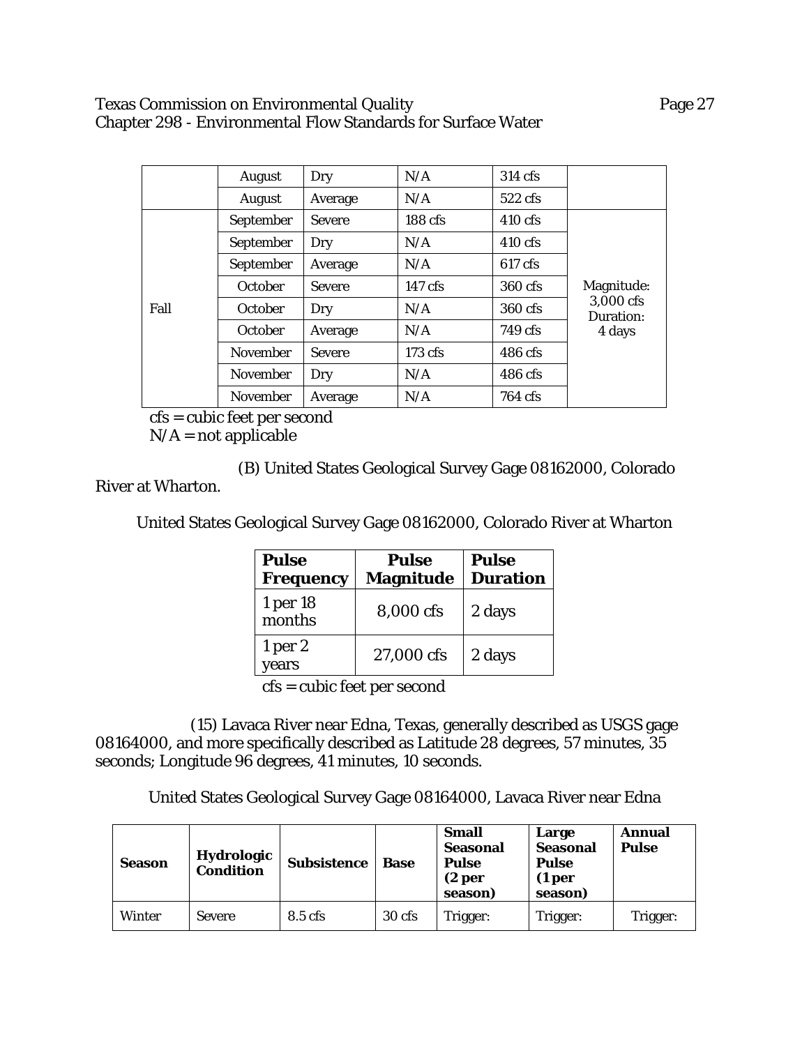| | | | | | |
|---|---|---|---|---|---|
| | August | Dry | N/A | 314 cfs | |
| | August | Average | N/A | 522 cfs | |
| Fall | September | Severe | 188 cfs | 410 cfs | Magnitude: 3,000 cfs Duration: 4 days |
| | September | Dry | N/A | 410 cfs | |
| | September | Average | N/A | 617 cfs | |
| | October | Severe | 147 cfs | 360 cfs | |
| | October | Dry | N/A | 360 cfs | |
| | October | Average | N/A | 749 cfs | |
| | November | Severe | 173 cfs | 486 cfs | |
| | November | Dry | N/A | 486 cfs | |
| | November | Average | N/A | 764 cfs | |

cfs = cubic feet per second
N/A = not applicable

(B) United States Geological Survey Gage 08162000, Colorado River at Wharton.

United States Geological Survey Gage 08162000, Colorado River at Wharton

| Pulse Frequency | Pulse Magnitude | Pulse Duration |
|---|---|---|
| 1 per 18 months | 8,000 cfs | 2 days |
| 1 per 2 years | 27,000 cfs | 2 days |

cfs = cubic feet per second

(15) Lavaca River near Edna, Texas, generally described as USGS gage 08164000, and more specifically described as Latitude 28 degrees, 57 minutes, 35 seconds; Longitude 96 degrees, 41 minutes, 10 seconds.

United States Geological Survey Gage 08164000, Lavaca River near Edna

| Season | Hydrologic Condition | Subsistence | Base | Small Seasonal Pulse (2 per season) | Large Seasonal Pulse (1 per season) | Annual Pulse |
|---|---|---|---|---|---|---|
| Winter | Severe | 8.5 cfs | 30 cfs | Trigger: | Trigger: | Trigger: |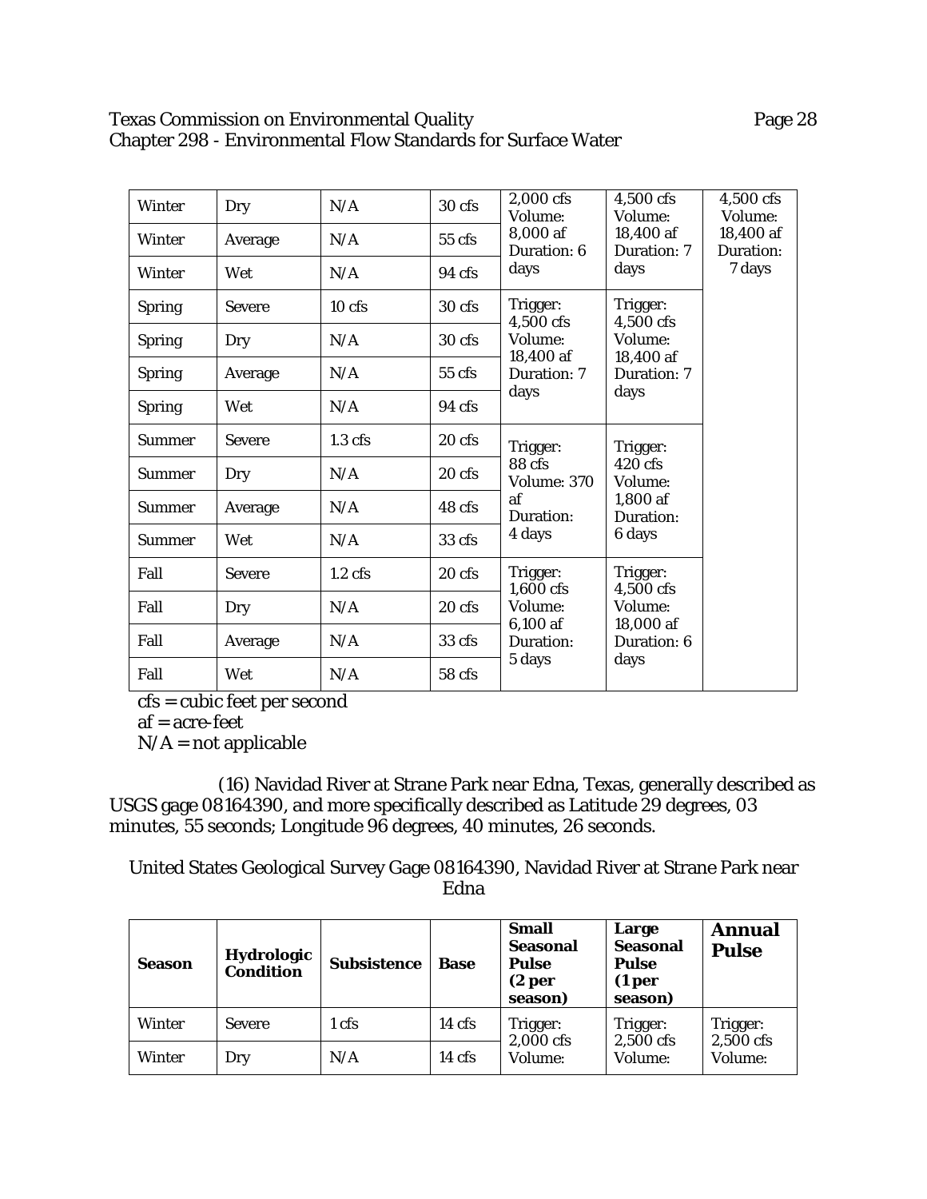| | | | | | | |
|---|---|---|---|---|---|---|
| Winter | Dry | N/A | 30 cfs | 2,000 cfs Volume: 8,000 af Duration: 6 days | 4,500 cfs Volume: 18,400 af Duration: 7 days | 4,500 cfs Volume: 18,400 af Duration: 7 days |
| Winter | Average | N/A | 55 cfs | | | |
| Winter | Wet | N/A | 94 cfs | | | |
| Spring | Severe | 10 cfs | 30 cfs | Trigger: 4,500 cfs Volume: 18,400 af Duration: 7 days | Trigger: 4,500 cfs Volume: 18,400 af Duration: 7 days | |
| Spring | Dry | N/A | 30 cfs | | | |
| Spring | Average | N/A | 55 cfs | | | |
| Spring | Wet | N/A | 94 cfs | | | |
| Summer | Severe | 1.3 cfs | 20 cfs | Trigger: 88 cfs Volume: 370 af Duration: 4 days | Trigger: 420 cfs Volume: 1,800 af Duration: 6 days | |
| Summer | Dry | N/A | 20 cfs | | | |
| Summer | Average | N/A | 48 cfs | | | |
| Summer | Wet | N/A | 33 cfs | | | |
| Fall | Severe | 1.2 cfs | 20 cfs | Trigger: 1,600 cfs Volume: 6,100 af Duration: 5 days | Trigger: 4,500 cfs Volume: 18,000 af Duration: 6 days | |
| Fall | Dry | N/A | 20 cfs | | | |
| Fall | Average | N/A | 33 cfs | | | |
| Fall | Wet | N/A | 58 cfs | | | |

cfs = cubic feet per second
af = acre-feet
N/A = not applicable

(16) Navidad River at Strane Park near Edna, Texas, generally described as USGS gage 08164390, and more specifically described as Latitude 29 degrees, 03 minutes, 55 seconds; Longitude 96 degrees, 40 minutes, 26 seconds.

United States Geological Survey Gage 08164390, Navidad River at Strane Park near Edna

| Season | Hydrologic Condition | Subsistence | Base | Small Seasonal Pulse (2 per season) | Large Seasonal Pulse (1 per season) | Annual Pulse |
|---|---|---|---|---|---|---|
| Winter | Severe | 1 cfs | 14 cfs | Trigger: 2,000 cfs Volume: | Trigger: 2,500 cfs Volume: | Trigger: 2,500 cfs Volume: |
| Winter | Dry | N/A | 14 cfs | | | |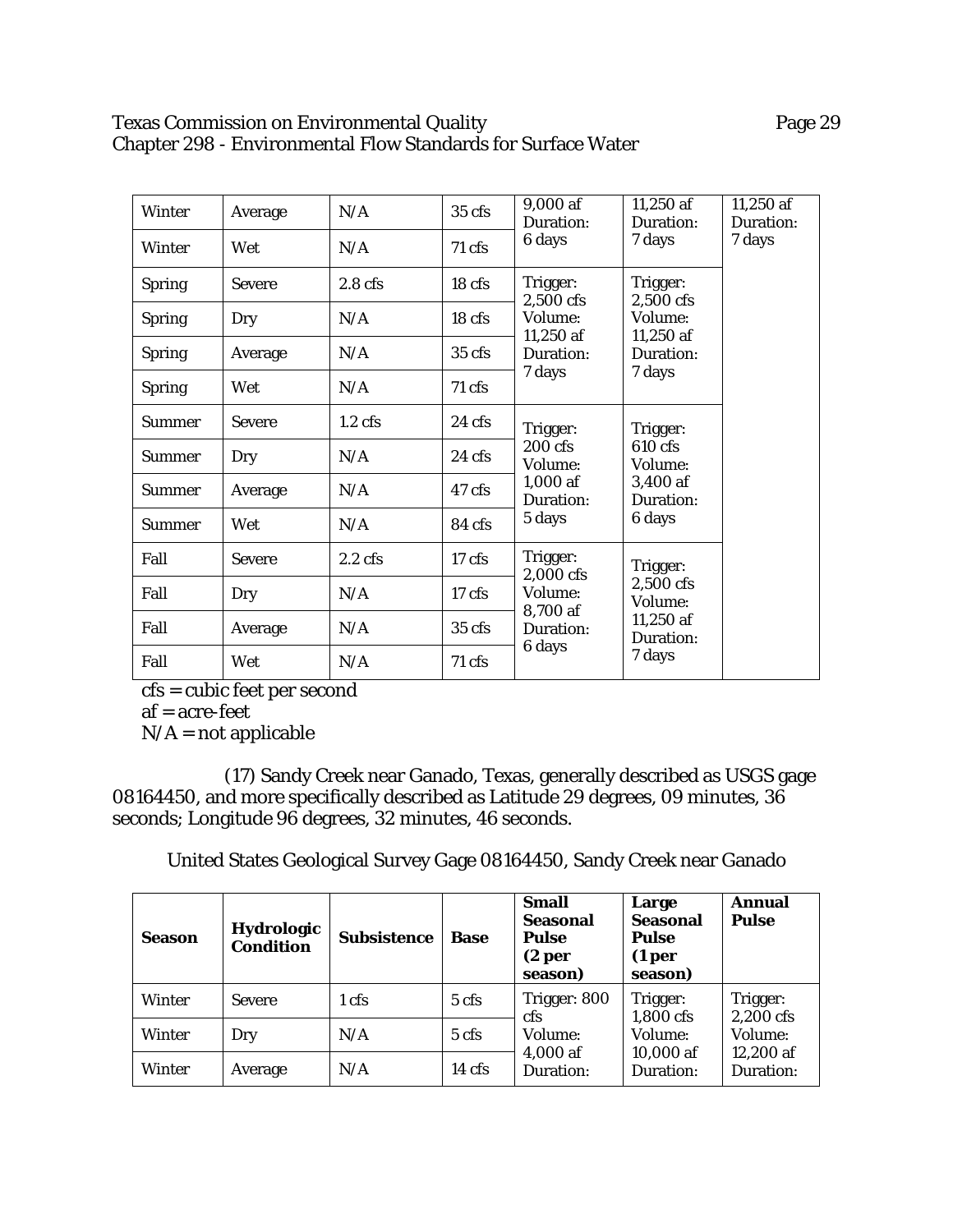| | | | | | | |
|---|---|---|---|---|---|---|
| Winter | Average | N/A | 35 cfs | 9,000 af Duration: 6 days | 11,250 af Duration: 7 days | 11,250 af Duration: 7 days |
| Winter | Wet | N/A | 71 cfs | | | |
| Spring | Severe | 2.8 cfs | 18 cfs | Trigger: 2,500 cfs Volume: 11,250 af Duration: 7 days | Trigger: 2,500 cfs Volume: 11,250 af Duration: 7 days | |
| Spring | Dry | N/A | 18 cfs | | | |
| Spring | Average | N/A | 35 cfs | | | |
| Spring | Wet | N/A | 71 cfs | | | |
| Summer | Severe | 1.2 cfs | 24 cfs | Trigger: 200 cfs Volume: 1,000 af Duration: 5 days | Trigger: 610 cfs Volume: 3,400 af Duration: 6 days | |
| Summer | Dry | N/A | 24 cfs | | | |
| Summer | Average | N/A | 47 cfs | | | |
| Summer | Wet | N/A | 84 cfs | | | |
| Fall | Severe | 2.2 cfs | 17 cfs | Trigger: 2,000 cfs Volume: 8,700 af Duration: 6 days | Trigger: 2,500 cfs Volume: 11,250 af Duration: 7 days | |
| Fall | Dry | N/A | 17 cfs | | | |
| Fall | Average | N/A | 35 cfs | | | |
| Fall | Wet | N/A | 71 cfs | | | |

cfs = cubic feet per second
af = acre-feet
N/A = not applicable

(17) Sandy Creek near Ganado, Texas, generally described as USGS gage 08164450, and more specifically described as Latitude 29 degrees, 09 minutes, 36 seconds; Longitude 96 degrees, 32 minutes, 46 seconds.

United States Geological Survey Gage 08164450, Sandy Creek near Ganado

| **Season** | **Hydrologic Condition** | **Subsistence** | **Base** | **Small Seasonal Pulse (2 per season)** | **Large Seasonal Pulse (1 per season)** | **Annual Pulse** |
|---|---|---|---|---|---|---|
| Winter | Severe | 1 cfs | 5 cfs | Trigger: 800 cfs Volume: 4,000 af Duration: | Trigger: 1,800 cfs Volume: 10,000 af Duration: | Trigger: 2,200 cfs Volume: 12,200 af Duration: |
| Winter | Dry | N/A | 5 cfs | | | |
| Winter | Average | N/A | 14 cfs | | | |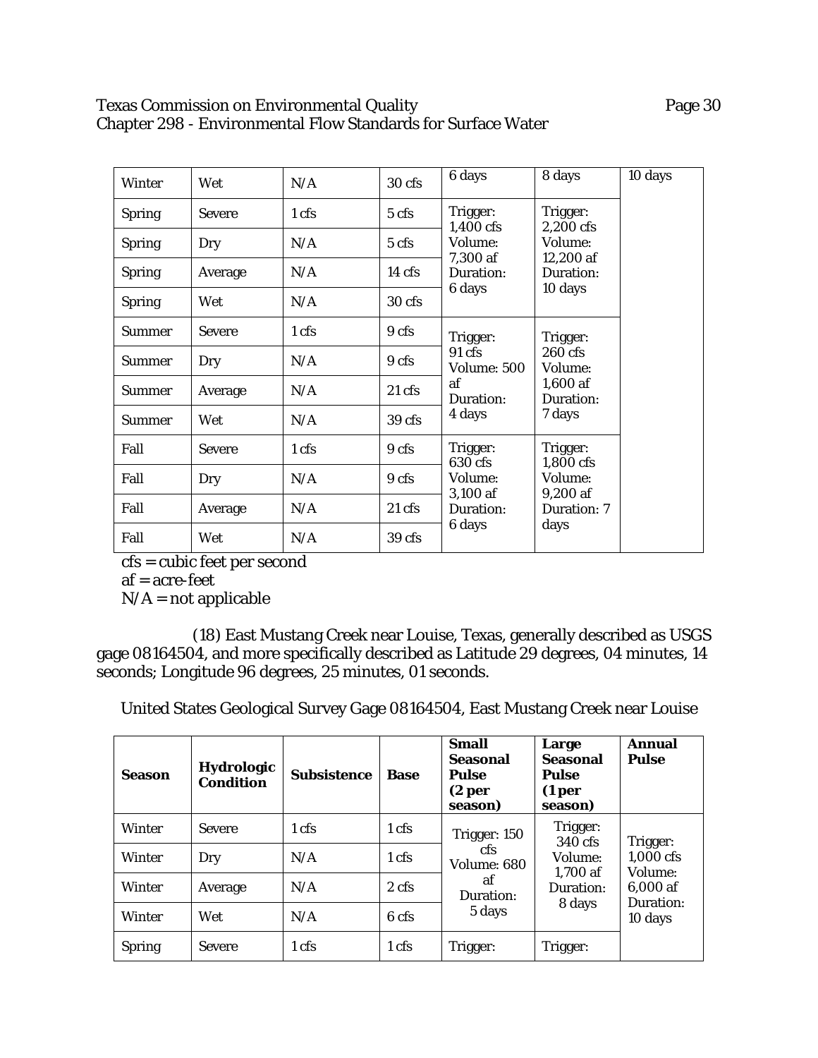| Winter | Wet | N/A | 30 cfs | 6 days | 8 days | 10 days |
|---|---|---|---|---|---|---|
| Spring | Severe | 1 cfs | 5 cfs | Trigger: 1,400 cfs Volume: 7,300 af Duration: 6 days | Trigger: 2,200 cfs Volume: 12,200 af Duration: 10 days | |
| Spring | Dry | N/A | 5 cfs | | | |
| Spring | Average | N/A | 14 cfs | | | |
| Spring | Wet | N/A | 30 cfs | | | |
| Summer | Severe | 1 cfs | 9 cfs | Trigger: 91 cfs Volume: 500 af Duration: 4 days | Trigger: 260 cfs Volume: 1,600 af Duration: 7 days | |
| Summer | Dry | N/A | 9 cfs | | | |
| Summer | Average | N/A | 21 cfs | | | |
| Summer | Wet | N/A | 39 cfs | | | |
| Fall | Severe | 1 cfs | 9 cfs | Trigger: 630 cfs Volume: 3,100 af Duration: 6 days | Trigger: 1,800 cfs Volume: 9,200 af Duration: 7 days | |
| Fall | Dry | N/A | 9 cfs | | | |
| Fall | Average | N/A | 21 cfs | | | |
| Fall | Wet | N/A | 39 cfs | | | |

cfs = cubic feet per second
af = acre-feet
N/A = not applicable

(18) East Mustang Creek near Louise, Texas, generally described as USGS gage 08164504, and more specifically described as Latitude 29 degrees, 04 minutes, 14 seconds; Longitude 96 degrees, 25 minutes, 01 seconds.

United States Geological Survey Gage 08164504, East Mustang Creek near Louise

| **Season** | **Hydrologic Condition** | **Subsistence** | **Base** | **Small Seasonal Pulse (2 per season)** | **Large Seasonal Pulse (1 per season)** | **Annual Pulse** |
|---|---|---|---|---|---|---|
| Winter | Severe | 1 cfs | 1 cfs | Trigger: 150 cfs Volume: 680 af Duration: 5 days | Trigger: 340 cfs Volume: 1,700 af Duration: 8 days | Trigger: 1,000 cfs Volume: 6,000 af Duration: 10 days |
| Winter | Dry | N/A | 1 cfs | | | |
| Winter | Average | N/A | 2 cfs | | | |
| Winter | Wet | N/A | 6 cfs | | | |
| Spring | Severe | 1 cfs | 1 cfs | Trigger: | Trigger: | |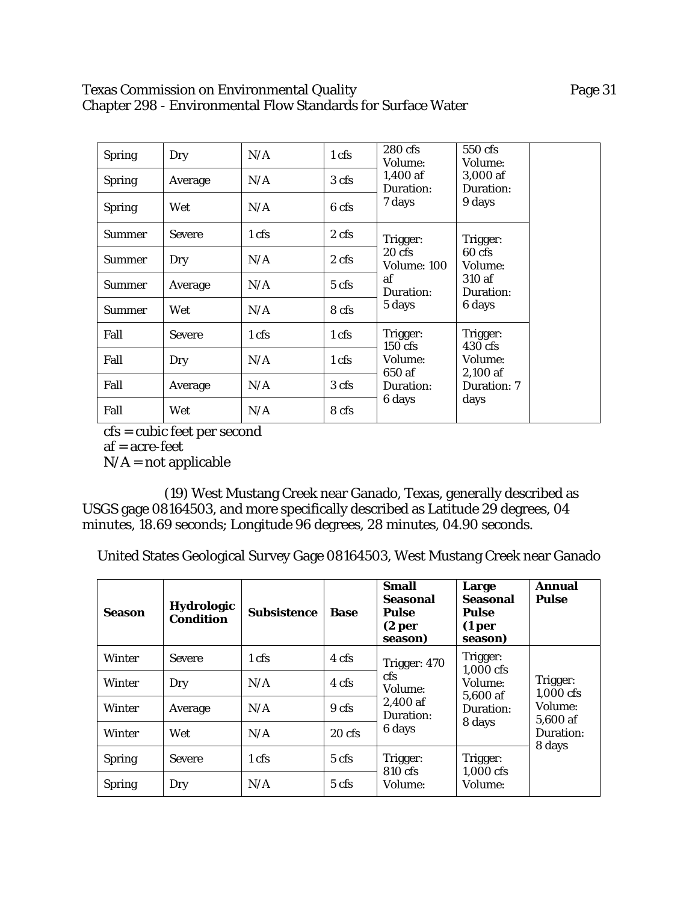| | | | | | | |
|---|---|---|---|---|---|---|
| Spring | Dry | N/A | 1 cfs | 280 cfs Volume: 1,400 af Duration: 7 days | 550 cfs Volume: 3,000 af Duration: 9 days | |
| Spring | Average | N/A | 3 cfs | | | |
| Spring | Wet | N/A | 6 cfs | | | |
| Summer | Severe | 1 cfs | 2 cfs | Trigger: 20 cfs Volume: 100 af Duration: 5 days | Trigger: 60 cfs Volume: 310 af Duration: 6 days | |
| Summer | Dry | N/A | 2 cfs | | | |
| Summer | Average | N/A | 5 cfs | | | |
| Summer | Wet | N/A | 8 cfs | | | |
| Fall | Severe | 1 cfs | 1 cfs | Trigger: 150 cfs Volume: 650 af Duration: 6 days | Trigger: 430 cfs Volume: 2,100 af Duration: 7 days | |
| Fall | Dry | N/A | 1 cfs | | | |
| Fall | Average | N/A | 3 cfs | | | |
| Fall | Wet | N/A | 8 cfs | | | |

cfs = cubic feet per second
af = acre-feet
N/A = not applicable

(19) West Mustang Creek near Ganado, Texas, generally described as USGS gage 08164503, and more specifically described as Latitude 29 degrees, 04 minutes, 18.69 seconds; Longitude 96 degrees, 28 minutes, 04.90 seconds.

United States Geological Survey Gage 08164503, West Mustang Creek near Ganado

| Season | Hydrologic Condition | Subsistence | Base | Small Seasonal Pulse (2 per season) | Large Seasonal Pulse (1 per season) | Annual Pulse |
|---|---|---|---|---|---|---|
| Winter | Severe | 1 cfs | 4 cfs | Trigger: 470 cfs Volume: 2,400 af Duration: 6 days | Trigger: 1,000 cfs Volume: 5,600 af Duration: 8 days | Trigger: 1,000 cfs Volume: 5,600 af Duration: 8 days |
| Winter | Dry | N/A | 4 cfs | | | |
| Winter | Average | N/A | 9 cfs | | | |
| Winter | Wet | N/A | 20 cfs | | | |
| Spring | Severe | 1 cfs | 5 cfs | Trigger: 810 cfs Volume: | Trigger: 1,000 cfs Volume: | |
| Spring | Dry | N/A | 5 cfs | | | |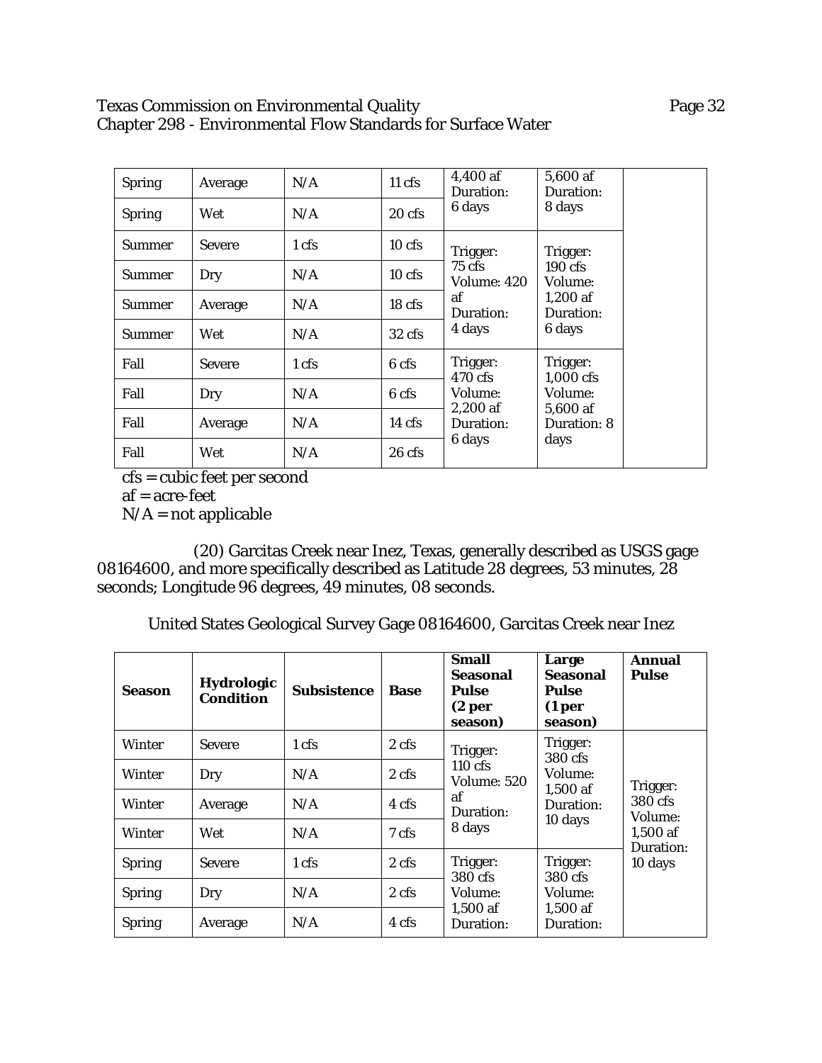| Spring | Average | N/A | 11 cfs | 4,400 af Duration: 6 days | 5,600 af Duration: 8 days | |
|---|---|---|---|---|---|---|
| Spring | Wet | N/A | 20 cfs | | | |
| Summer | Severe | 1 cfs | 10 cfs | Trigger: 75 cfs Volume: 420 af Duration: 4 days | Trigger: 190 cfs Volume: 1,200 af Duration: 6 days | |
| Summer | Dry | N/A | 10 cfs | | | |
| Summer | Average | N/A | 18 cfs | | | |
| Summer | Wet | N/A | 32 cfs | | | |
| Fall | Severe | 1 cfs | 6 cfs | Trigger: 470 cfs Volume: 2,200 af Duration: 6 days | Trigger: 1,000 cfs Volume: 5,600 af Duration: 8 days | |
| Fall | Dry | N/A | 6 cfs | | | |
| Fall | Average | N/A | 14 cfs | | | |
| Fall | Wet | N/A | 26 cfs | | | |

cfs = cubic feet per second
af = acre-feet
N/A = not applicable

(20) Garcitas Creek near Inez, Texas, generally described as USGS gage 08164600, and more specifically described as Latitude 28 degrees, 53 minutes, 28 seconds; Longitude 96 degrees, 49 minutes, 08 seconds.

United States Geological Survey Gage 08164600, Garcitas Creek near Inez

| Season | Hydrologic Condition | Subsistence | Base | Small Seasonal Pulse (2 per season) | Large Seasonal Pulse (1 per season) | Annual Pulse |
|---|---|---|---|---|---|---|
| Winter | Severe | 1 cfs | 2 cfs | Trigger: 110 cfs Volume: 520 af Duration: 8 days | Trigger: 380 cfs Volume: 1,500 af Duration: 10 days | Trigger: 380 cfs Volume: 1,500 af Duration: 10 days |
| Winter | Dry | N/A | 2 cfs | | | |
| Winter | Average | N/A | 4 cfs | | | |
| Winter | Wet | N/A | 7 cfs | | | |
| Spring | Severe | 1 cfs | 2 cfs | Trigger: 380 cfs Volume: 1,500 af Duration: | Trigger: 380 cfs Volume: 1,500 af Duration: | |
| Spring | Dry | N/A | 2 cfs | | | |
| Spring | Average | N/A | 4 cfs | | | |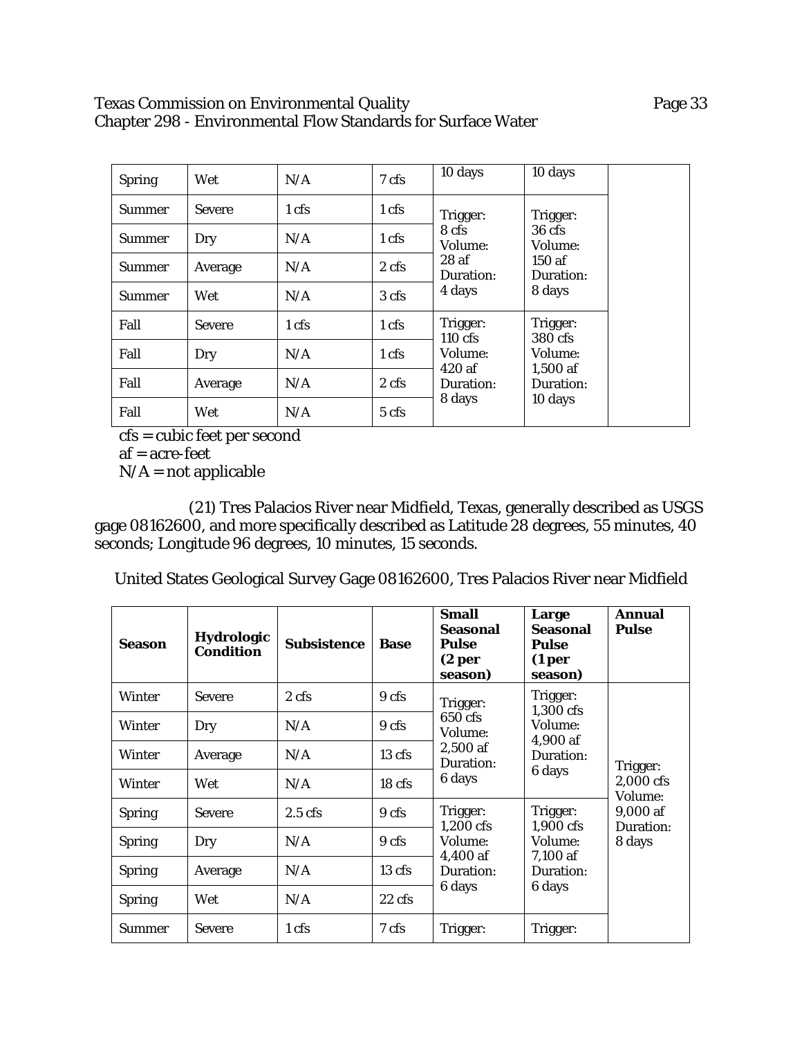| | | | | | | |
|---|---|---|---|---|---|---|
| Spring | Wet | N/A | 7 cfs | 10 days | 10 days | |
| Summer | Severe | 1 cfs | 1 cfs | Trigger: 8 cfs Volume: 28 af Duration: 4 days | Trigger: 36 cfs Volume: 150 af Duration: 8 days | |
| Summer | Dry | N/A | 1 cfs | | | |
| Summer | Average | N/A | 2 cfs | | | |
| Summer | Wet | N/A | 3 cfs | | | |
| Fall | Severe | 1 cfs | 1 cfs | Trigger: 110 cfs Volume: 420 af Duration: 8 days | Trigger: 380 cfs Volume: 1,500 af Duration: 10 days | |
| Fall | Dry | N/A | 1 cfs | | | |
| Fall | Average | N/A | 2 cfs | | | |
| Fall | Wet | N/A | 5 cfs | | | |

cfs = cubic feet per second
af = acre-feet
N/A = not applicable

(21) Tres Palacios River near Midfield, Texas, generally described as USGS gage 08162600, and more specifically described as Latitude 28 degrees, 55 minutes, 40 seconds; Longitude 96 degrees, 10 minutes, 15 seconds.

United States Geological Survey Gage 08162600, Tres Palacios River near Midfield

| **Season** | **Hydrologic Condition** | **Subsistence** | **Base** | **Small Seasonal Pulse (2 per season)** | **Large Seasonal Pulse (1 per season)** | **Annual Pulse** |
|---|---|---|---|---|---|---|
| Winter | Severe | 2 cfs | 9 cfs | Trigger: 650 cfs Volume: 2,500 af Duration: 6 days | Trigger: 1,300 cfs Volume: 4,900 af Duration: 6 days | Trigger: 2,000 cfs Volume: 9,000 af Duration: 8 days |
| Winter | Dry | N/A | 9 cfs | | | |
| Winter | Average | N/A | 13 cfs | | | |
| Winter | Wet | N/A | 18 cfs | | | |
| Spring | Severe | 2.5 cfs | 9 cfs | Trigger: 1,200 cfs Volume: 4,400 af Duration: 6 days | Trigger: 1,900 cfs Volume: 7,100 af Duration: 6 days | |
| Spring | Dry | N/A | 9 cfs | | | |
| Spring | Average | N/A | 13 cfs | | | |
| Spring | Wet | N/A | 22 cfs | | | |
| Summer | Severe | 1 cfs | 7 cfs | Trigger: | Trigger: | |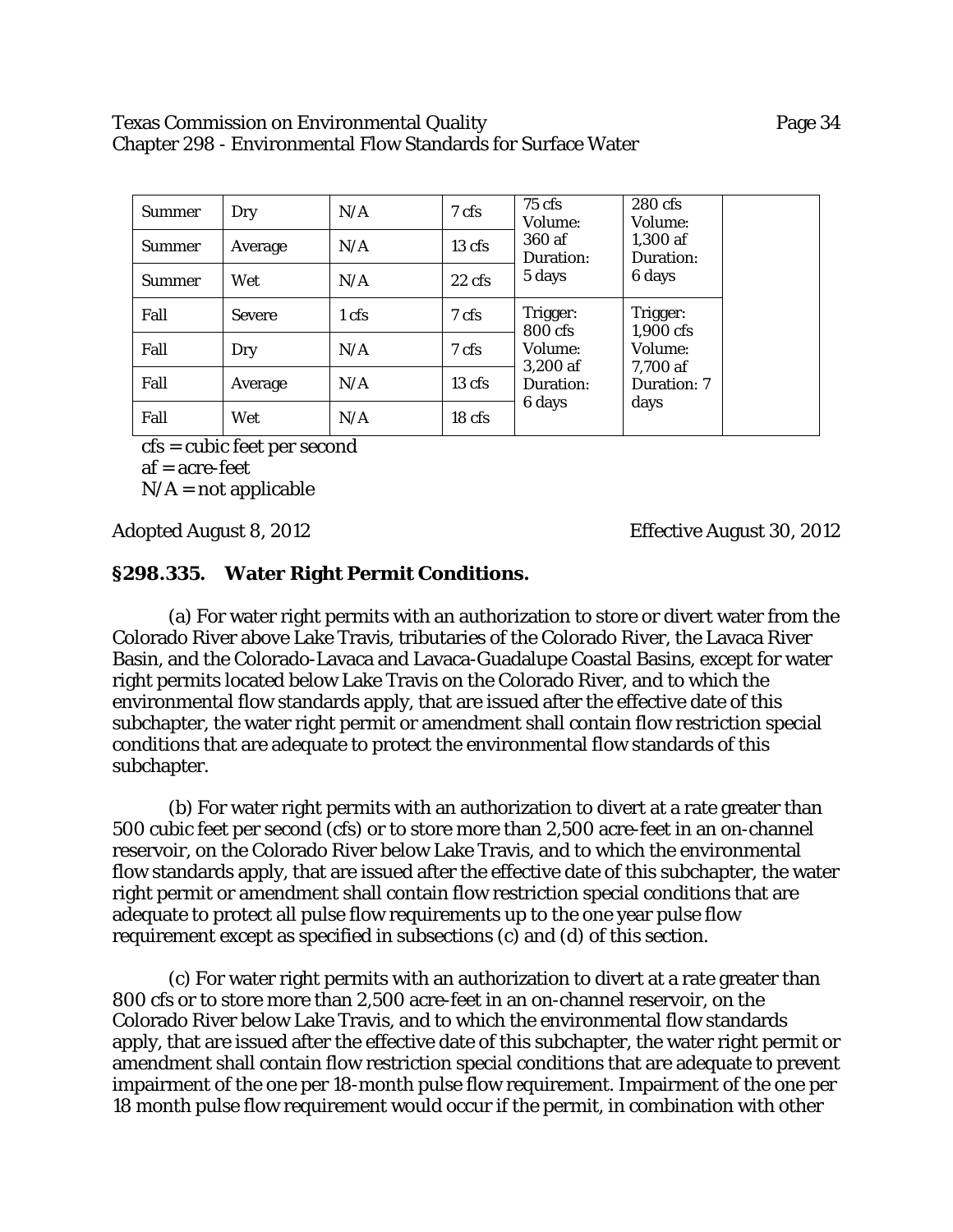| Summer | Dry | N/A | 7 cfs | 75 cfs Volume: 360 af Duration: 5 days | 280 cfs Volume: 1,300 af Duration: 6 days | |
|---|---|---|---|---|---|---|
| Summer | Average | N/A | 13 cfs | | | |
| Summer | Wet | N/A | 22 cfs | | | |
| Fall | Severe | 1 cfs | 7 cfs | Trigger: 800 cfs Volume: 3,200 af Duration: 6 days | Trigger: 1,900 cfs Volume: 7,700 af Duration: 7 days | |
| Fall | Dry | N/A | 7 cfs | | | |
| Fall | Average | N/A | 13 cfs | | | |
| Fall | Wet | N/A | 18 cfs | | | |

cfs = cubic feet per second
af = acre-feet
N/A = not applicable

Adopted August 8, 2012 Effective August 30, 2012

## §298.335. Water Right Permit Conditions.

(a) For water right permits with an authorization to store or divert water from the Colorado River above Lake Travis, tributaries of the Colorado River, the Lavaca River Basin, and the Colorado-Lavaca and Lavaca-Guadalupe Coastal Basins, except for water right permits located below Lake Travis on the Colorado River, and to which the environmental flow standards apply, that are issued after the effective date of this subchapter, the water right permit or amendment shall contain flow restriction special conditions that are adequate to protect the environmental flow standards of this subchapter.

(b) For water right permits with an authorization to divert at a rate greater than 500 cubic feet per second (cfs) or to store more than 2,500 acre-feet in an on-channel reservoir, on the Colorado River below Lake Travis, and to which the environmental flow standards apply, that are issued after the effective date of this subchapter, the water right permit or amendment shall contain flow restriction special conditions that are adequate to protect all pulse flow requirements up to the one year pulse flow requirement except as specified in subsections (c) and (d) of this section.

(c) For water right permits with an authorization to divert at a rate greater than 800 cfs or to store more than 2,500 acre-feet in an on-channel reservoir, on the Colorado River below Lake Travis, and to which the environmental flow standards apply, that are issued after the effective date of this subchapter, the water right permit or amendment shall contain flow restriction special conditions that are adequate to prevent impairment of the one per 18-month pulse flow requirement. Impairment of the one per 18 month pulse flow requirement would occur if the permit, in combination with other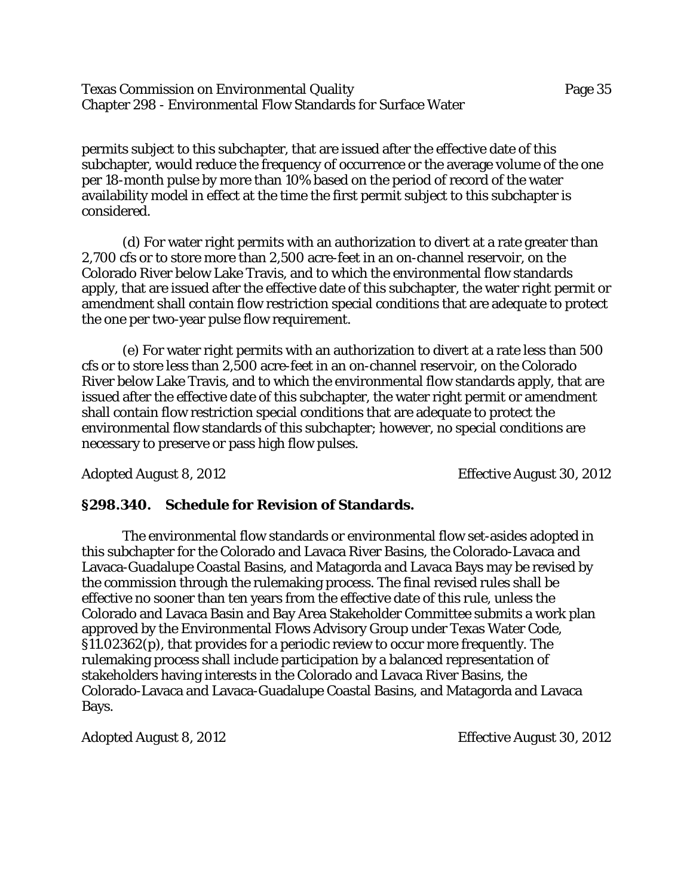permits subject to this subchapter, that are issued after the effective date of this subchapter, would reduce the frequency of occurrence or the average volume of the one per 18-month pulse by more than 10% based on the period of record of the water availability model in effect at the time the first permit subject to this subchapter is considered.

(d) For water right permits with an authorization to divert at a rate greater than 2,700 cfs or to store more than 2,500 acre-feet in an on-channel reservoir, on the Colorado River below Lake Travis, and to which the environmental flow standards apply, that are issued after the effective date of this subchapter, the water right permit or amendment shall contain flow restriction special conditions that are adequate to protect the one per two-year pulse flow requirement.

(e) For water right permits with an authorization to divert at a rate less than 500 cfs or to store less than 2,500 acre-feet in an on-channel reservoir, on the Colorado River below Lake Travis, and to which the environmental flow standards apply, that are issued after the effective date of this subchapter, the water right permit or amendment shall contain flow restriction special conditions that are adequate to protect the environmental flow standards of this subchapter; however, no special conditions are necessary to preserve or pass high flow pulses.

Adopted August 8, 2012 Effective August 30, 2012

## §298.340. Schedule for Revision of Standards.

The environmental flow standards or environmental flow set-asides adopted in this subchapter for the Colorado and Lavaca River Basins, the Colorado-Lavaca and Lavaca-Guadalupe Coastal Basins, and Matagorda and Lavaca Bays may be revised by the commission through the rulemaking process. The final revised rules shall be effective no sooner than ten years from the effective date of this rule, unless the Colorado and Lavaca Basin and Bay Area Stakeholder Committee submits a work plan approved by the Environmental Flows Advisory Group under Texas Water Code, §11.02362(p), that provides for a periodic review to occur more frequently. The rulemaking process shall include participation by a balanced representation of stakeholders having interests in the Colorado and Lavaca River Basins, the Colorado-Lavaca and Lavaca-Guadalupe Coastal Basins, and Matagorda and Lavaca Bays.

Adopted August 8, 2012 Effective August 30, 2012